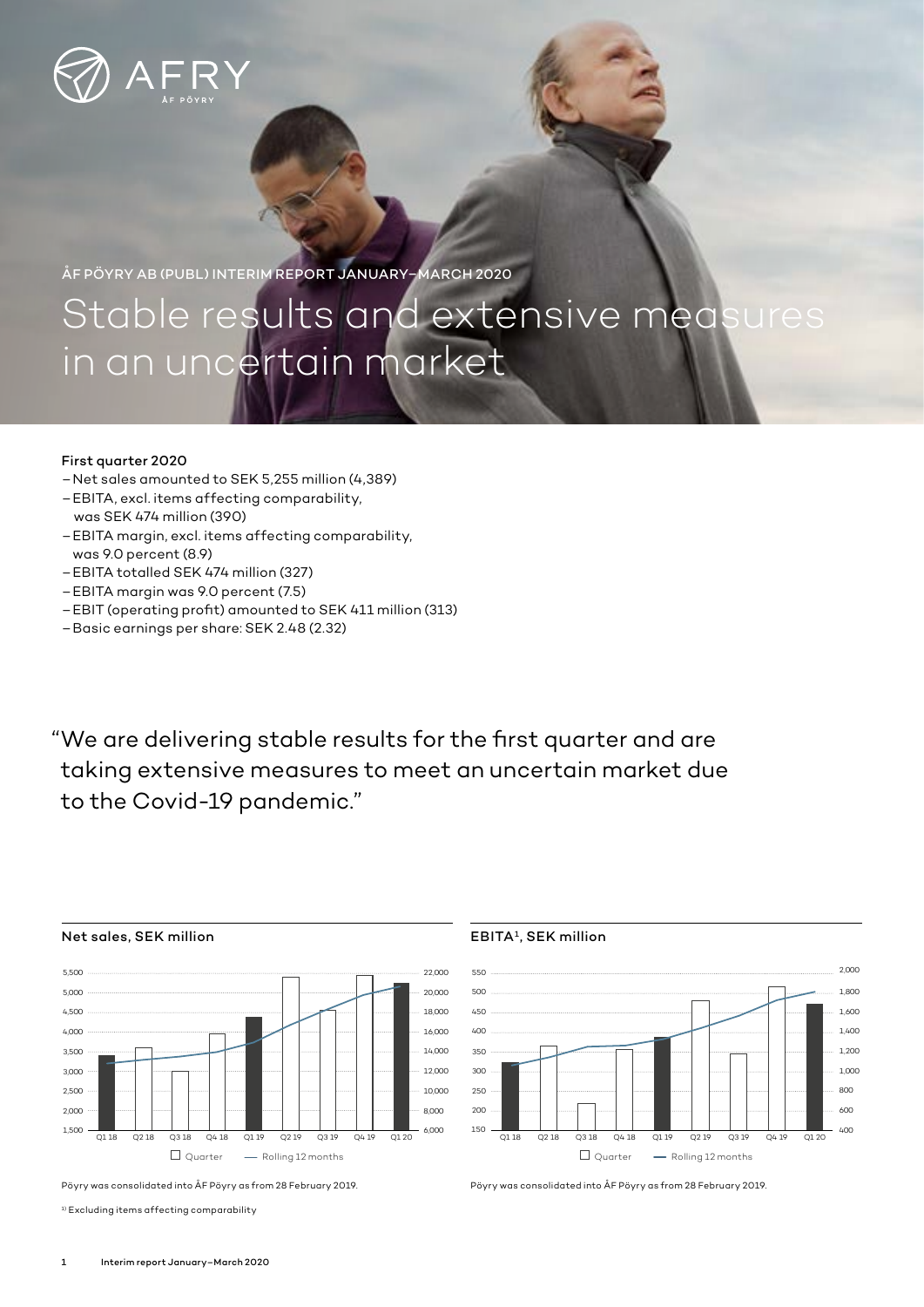ÅF PÖYRY AB (PUBL) INTERIM REPORT JANUARY–MARCH 2020

# Stable results and extensive measures in an uncertain market

**First quarter 2020**

- Net sales amounted to SEK 5,255 million (4,389)
- EBITA, excl. items affecting comparability, was SEK 474 million (390)
- EBITA margin, excl. items affecting comparability, was 9.0 percent (8.9)
- EBITA totalled SEK 474 million (327)
- EBITA margin was 9.0 percent (7.5)
- EBIT (operating profit) amounted to SEK 411 million (313)
- Basic earnings per share: SEK 2.48 (2.32)

"We are delivering stable results for the first quarter and are taking extensive measures to meet an uncertain market due to the Covid-19 pandemic."

**Net sales, SEK million**

Pöyry was consolidated into ÅF Pöyry as from 28 February 2019.

[1] Excluding items affecting comparability

**EBITA[1], SEK million**

Pöyry was consolidated into ÅF Pöyry as from 28 February 2019.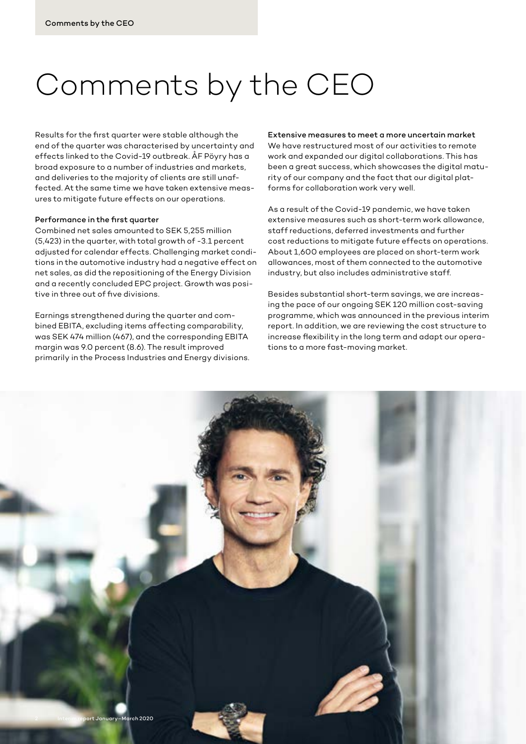# Comments by the CEO

Results for the first quarter were stable although the end of the quarter was characterised by uncertainty and effects linked to the Covid-19 outbreak. ÅF Pöyry has a broad exposure to a number of industries and markets, and deliveries to the majority of clients are still unaffected. At the same time we have taken extensive measures to mitigate future effects on our operations.

#### Performance in the first quarter

Combined net sales amounted to SEK 5,255 million (5,423) in the quarter, with total growth of -3.1 percent adjusted for calendar effects. Challenging market conditions in the automotive industry had a negative effect on net sales, as did the repositioning of the Energy Division and a recently concluded EPC project. Growth was positive in three out of five divisions.

Earnings strengthened during the quarter and combined EBITA, excluding items affecting comparability, was SEK 474 million (467), and the corresponding EBITA margin was 9.0 percent (8.6). The result improved primarily in the Process Industries and Energy divisions.

#### Extensive measures to meet a more uncertain market

We have restructured most of our activities to remote work and expanded our digital collaborations. This has been a great success, which showcases the digital maturity of our company and the fact that our digital platforms for collaboration work very well.

As a result of the Covid-19 pandemic, we have taken extensive measures such as short-term work allowance, staff reductions, deferred investments and further cost reductions to mitigate future effects on operations. About 1,600 employees are placed on short-term work allowances, most of them connected to the automotive industry, but also includes administrative staff.

Besides substantial short-term savings, we are increasing the pace of our ongoing SEK 120 million cost-saving programme, which was announced in the previous interim report. In addition, we are reviewing the cost structure to increase flexibility in the long term and adapt our operations to a more fast-moving market.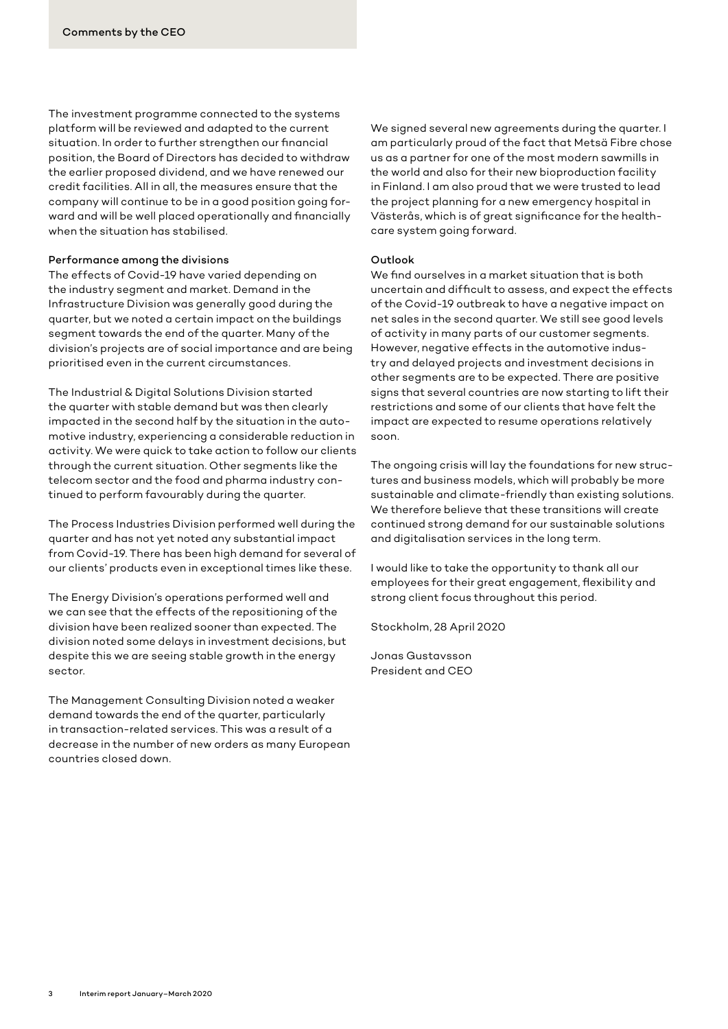## Comments by the CEO

The investment programme connected to the systems platform will be reviewed and adapted to the current situation. In order to further strengthen our financial position, the Board of Directors has decided to withdraw the earlier proposed dividend, and we have renewed our credit facilities. All in all, the measures ensure that the company will continue to be in a good position going forward and will be well placed operationally and financially when the situation has stabilised.

### Performance among the divisions

The effects of Covid-19 have varied depending on the industry segment and market. Demand in the Infrastructure Division was generally good during the quarter, but we noted a certain impact on the buildings segment towards the end of the quarter. Many of the division's projects are of social importance and are being prioritised even in the current circumstances.

The Industrial & Digital Solutions Division started the quarter with stable demand but was then clearly impacted in the second half by the situation in the automotive industry, experiencing a considerable reduction in activity. We were quick to take action to follow our clients through the current situation. Other segments like the telecom sector and the food and pharma industry continued to perform favourably during the quarter.

The Process Industries Division performed well during the quarter and has not yet noted any substantial impact from Covid-19. There has been high demand for several of our clients' products even in exceptional times like these.

The Energy Division's operations performed well and we can see that the effects of the repositioning of the division have been realized sooner than expected. The division noted some delays in investment decisions, but despite this we are seeing stable growth in the energy sector.

The Management Consulting Division noted a weaker demand towards the end of the quarter, particularly in transaction-related services. This was a result of a decrease in the number of new orders as many European countries closed down.

We signed several new agreements during the quarter. I am particularly proud of the fact that Metsä Fibre chose us as a partner for one of the most modern sawmills in the world and also for their new bioproduction facility in Finland. I am also proud that we were trusted to lead the project planning for a new emergency hospital in Västerås, which is of great significance for the healthcare system going forward.

### Outlook

We find ourselves in a market situation that is both uncertain and difficult to assess, and expect the effects of the Covid-19 outbreak to have a negative impact on net sales in the second quarter. We still see good levels of activity in many parts of our customer segments. However, negative effects in the automotive industry and delayed projects and investment decisions in other segments are to be expected. There are positive signs that several countries are now starting to lift their restrictions and some of our clients that have felt the impact are expected to resume operations relatively soon.

The ongoing crisis will lay the foundations for new structures and business models, which will probably be more sustainable and climate-friendly than existing solutions. We therefore believe that these transitions will create continued strong demand for our sustainable solutions and digitalisation services in the long term.

I would like to take the opportunity to thank all our employees for their great engagement, flexibility and strong client focus throughout this period.

Stockholm, 28 April 2020

Jonas Gustavsson
President and CEO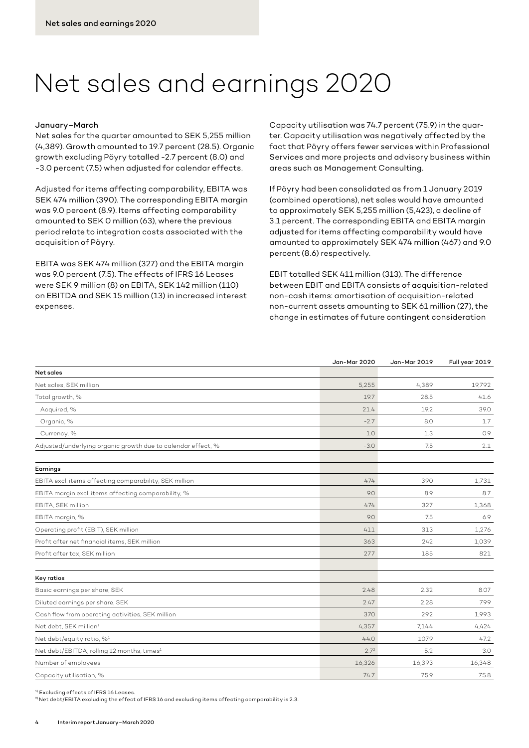# Net sales and earnings 2020

**January–March**

Net sales for the quarter amounted to SEK 5,255 million (4,389). Growth amounted to 19.7 percent (28.5). Organic growth excluding Pöyry totalled -2.7 percent (8.0) and -3.0 percent (7.5) when adjusted for calendar effects.

Adjusted for items affecting comparability, EBITA was SEK 474 million (390). The corresponding EBITA margin was 9.0 percent (8.9). Items affecting comparability amounted to SEK 0 million (63), where the previous period relate to integration costs associated with the acquisition of Pöyry.

EBITA was SEK 474 million (327) and the EBITA margin was 9.0 percent (7.5). The effects of IFRS 16 Leases were SEK 9 million (8) on EBITA, SEK 142 million (110) on EBITDA and SEK 15 million (13) in increased interest expenses.

Capacity utilisation was 74.7 percent (75.9) in the quarter. Capacity utilisation was negatively affected by the fact that Pöyry offers fewer services within Professional Services and more projects and advisory business within areas such as Management Consulting.

If Pöyry had been consolidated as from 1 January 2019 (combined operations), net sales would have amounted to approximately SEK 5,255 million (5,423), a decline of 3.1 percent. The corresponding EBITA and EBITA margin adjusted for items affecting comparability would have amounted to approximately SEK 474 million (467) and 9.0 percent (8.6) respectively.

EBIT totalled SEK 411 million (313). The difference between EBIT and EBITA consists of acquisition-related non-cash items: amortisation of acquisition-related non-current assets amounting to SEK 61 million (27), the change in estimates of future contingent consideration

| | Jan-Mar 2020 | Jan-Mar 2019 | Full year 2019 |
|---|---|---|---|
| **Net sales** | | | |
| Net sales, SEK million | 5,255 | 4,389 | 19,792 |
| Total growth, % | 19.7 | 28.5 | 41.6 |
| Acquired, % | 21.4 | 19.2 | 39.0 |
| Organic, % | -2.7 | 8.0 | 1.7 |
| Currency, % | 1.0 | 1.3 | 0.9 |
| Adjusted/underlying organic growth due to calendar effect, % | -3.0 | 7.5 | 2.1 |
| | | | |
| **Earnings** | | | |
| EBITA excl. items affecting comparability, SEK million | 474 | 390 | 1,731 |
| EBITA margin excl. items affecting comparability, % | 9.0 | 8.9 | 8.7 |
| EBITA, SEK million | 474 | 327 | 1,368 |
| EBITA margin, % | 9.0 | 7.5 | 6.9 |
| Operating profit (EBIT), SEK million | 411 | 313 | 1,276 |
| Profit after net financial items, SEK million | 363 | 242 | 1,039 |
| Profit after tax, SEK million | 277 | 185 | 821 |
| | | | |
| **Key ratios** | | | |
| Basic earnings per share, SEK | 2.48 | 2.32 | 8.07 |
| Diluted earnings per share, SEK | 2.47 | 2.28 | 7.99 |
| Cash flow from operating activities, SEK million | 370 | 292 | 1,993 |
| Net debt, SEK million[1] | 4,357 | 7,144 | 4,424 |
| Net debt/equity ratio, %[1] | 44.0 | 107.9 | 47.2 |
| Net debt/EBITDA, rolling 12 months, times[1] | 2.7[2] | 5.2 | 3.0 |
| Number of employees | 16,326 | 16,393 | 16,348 |
| Capacity utilisation, % | 74.7 | 75.9 | 75.8 |

[1] Excluding effects of IFRS 16 Leases.
[2] Net debt/EBITA excluding the effect of IFRS 16 and excluding items affecting comparability is 2.3.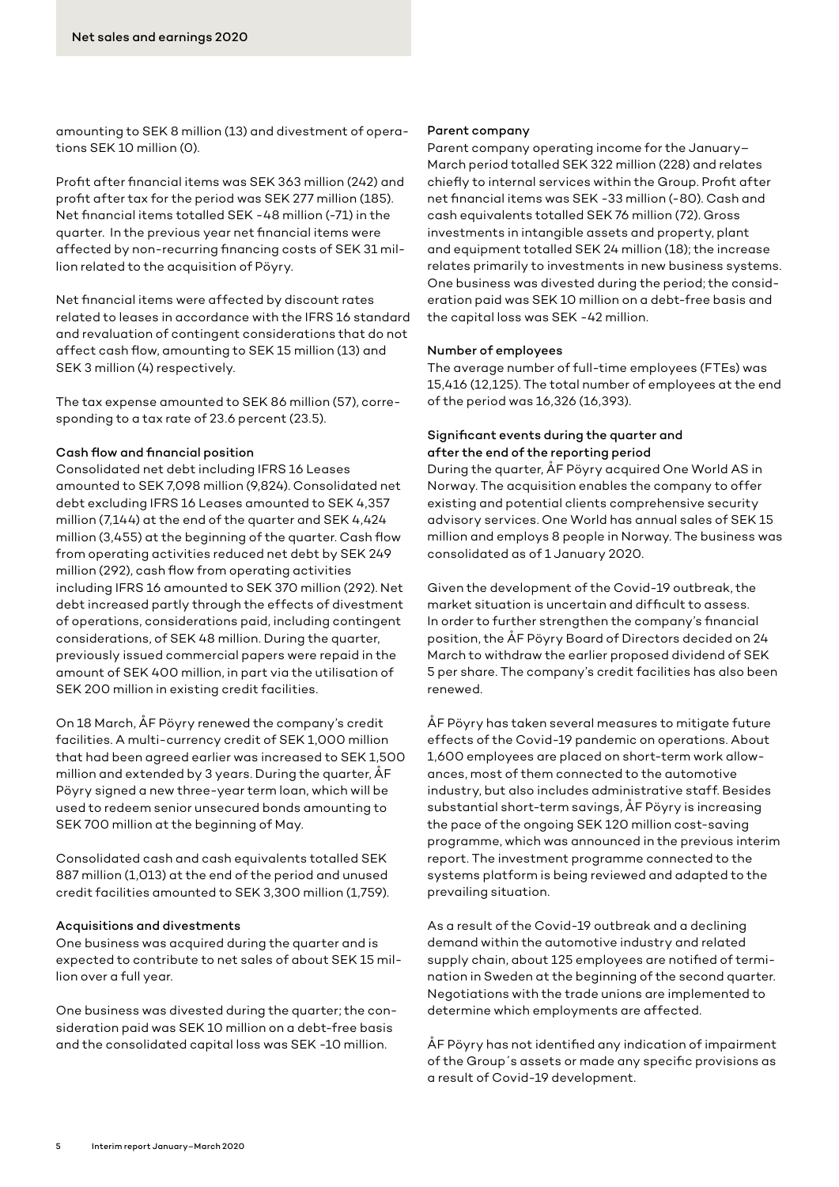## Net sales and earnings 2020

amounting to SEK 8 million (13) and divestment of operations SEK 10 million (0).

Profit after financial items was SEK 363 million (242) and profit after tax for the period was SEK 277 million (185). Net financial items totalled SEK -48 million (-71) in the quarter. In the previous year net financial items were affected by non-recurring financing costs of SEK 31 million related to the acquisition of Pöyry.

Net financial items were affected by discount rates related to leases in accordance with the IFRS 16 standard and revaluation of contingent considerations that do not affect cash flow, amounting to SEK 15 million (13) and SEK 3 million (4) respectively.

The tax expense amounted to SEK 86 million (57), corresponding to a tax rate of 23.6 percent (23.5).

### Cash flow and financial position

Consolidated net debt including IFRS 16 Leases amounted to SEK 7,098 million (9,824). Consolidated net debt excluding IFRS 16 Leases amounted to SEK 4,357 million (7,144) at the end of the quarter and SEK 4,424 million (3,455) at the beginning of the quarter. Cash flow from operating activities reduced net debt by SEK 249 million (292), cash flow from operating activities including IFRS 16 amounted to SEK 370 million (292). Net debt increased partly through the effects of divestment of operations, considerations paid, including contingent considerations, of SEK 48 million. During the quarter, previously issued commercial papers were repaid in the amount of SEK 400 million, in part via the utilisation of SEK 200 million in existing credit facilities.

On 18 March, ÅF Pöyry renewed the company's credit facilities. A multi-currency credit of SEK 1,000 million that had been agreed earlier was increased to SEK 1,500 million and extended by 3 years. During the quarter, ÅF Pöyry signed a new three-year term loan, which will be used to redeem senior unsecured bonds amounting to SEK 700 million at the beginning of May.

Consolidated cash and cash equivalents totalled SEK 887 million (1,013) at the end of the period and unused credit facilities amounted to SEK 3,300 million (1,759).

### Acquisitions and divestments

One business was acquired during the quarter and is expected to contribute to net sales of about SEK 15 million over a full year.

One business was divested during the quarter; the consideration paid was SEK 10 million on a debt-free basis and the consolidated capital loss was SEK -10 million.

### Parent company

Parent company operating income for the January–March period totalled SEK 322 million (228) and relates chiefly to internal services within the Group. Profit after net financial items was SEK -33 million (-80). Cash and cash equivalents totalled SEK 76 million (72). Gross investments in intangible assets and property, plant and equipment totalled SEK 24 million (18); the increase relates primarily to investments in new business systems. One business was divested during the period; the consideration paid was SEK 10 million on a debt-free basis and the capital loss was SEK -42 million.

### Number of employees

The average number of full-time employees (FTEs) was 15,416 (12,125). The total number of employees at the end of the period was 16,326 (16,393).

### Significant events during the quarter and after the end of the reporting period

During the quarter, ÅF Pöyry acquired One World AS in Norway. The acquisition enables the company to offer existing and potential clients comprehensive security advisory services. One World has annual sales of SEK 15 million and employs 8 people in Norway. The business was consolidated as of 1 January 2020.

Given the development of the Covid-19 outbreak, the market situation is uncertain and difficult to assess. In order to further strengthen the company's financial position, the ÅF Pöyry Board of Directors decided on 24 March to withdraw the earlier proposed dividend of SEK 5 per share. The company's credit facilities has also been renewed.

ÅF Pöyry has taken several measures to mitigate future effects of the Covid-19 pandemic on operations. About 1,600 employees are placed on short-term work allowances, most of them connected to the automotive industry, but also includes administrative staff. Besides substantial short-term savings, ÅF Pöyry is increasing the pace of the ongoing SEK 120 million cost-saving programme, which was announced in the previous interim report. The investment programme connected to the systems platform is being reviewed and adapted to the prevailing situation.

As a result of the Covid-19 outbreak and a declining demand within the automotive industry and related supply chain, about 125 employees are notified of termination in Sweden at the beginning of the second quarter. Negotiations with the trade unions are implemented to determine which employments are affected.

ÅF Pöyry has not identified any indication of impairment of the Group´s assets or made any specific provisions as a result of Covid-19 development.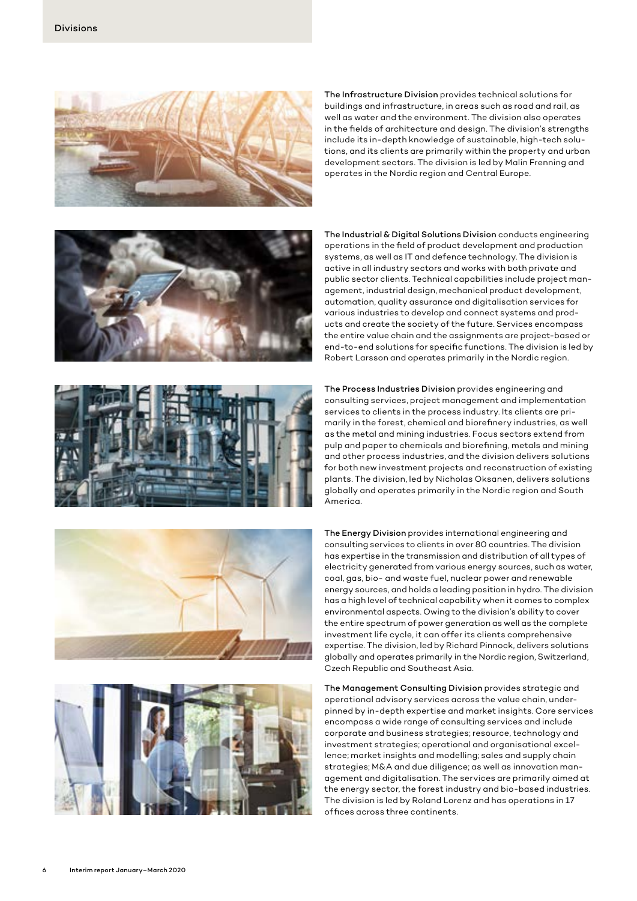## Divisions

**The Infrastructure Division** provides technical solutions for buildings and infrastructure, in areas such as road and rail, as well as water and the environment. The division also operates in the fields of architecture and design. The division's strengths include its in-depth knowledge of sustainable, high-tech solutions, and its clients are primarily within the property and urban development sectors. The division is led by Malin Frenning and operates in the Nordic region and Central Europe.

**The Industrial & Digital Solutions Division** conducts engineering operations in the field of product development and production systems, as well as IT and defence technology. The division is active in all industry sectors and works with both private and public sector clients. Technical capabilities include project management, industrial design, mechanical product development, automation, quality assurance and digitalisation services for various industries to develop and connect systems and products and create the society of the future. Services encompass the entire value chain and the assignments are project-based or end-to-end solutions for specific functions. The division is led by Robert Larsson and operates primarily in the Nordic region.

**The Process Industries Division** provides engineering and consulting services, project management and implementation services to clients in the process industry. Its clients are primarily in the forest, chemical and biorefinery industries, as well as the metal and mining industries. Focus sectors extend from pulp and paper to chemicals and biorefining, metals and mining and other process industries, and the division delivers solutions for both new investment projects and reconstruction of existing plants. The division, led by Nicholas Oksanen, delivers solutions globally and operates primarily in the Nordic region and South America.

**The Energy Division** provides international engineering and consulting services to clients in over 80 countries. The division has expertise in the transmission and distribution of all types of electricity generated from various energy sources, such as water, coal, gas, bio- and waste fuel, nuclear power and renewable energy sources, and holds a leading position in hydro. The division has a high level of technical capability when it comes to complex environmental aspects. Owing to the division's ability to cover the entire spectrum of power generation as well as the complete investment life cycle, it can offer its clients comprehensive expertise. The division, led by Richard Pinnock, delivers solutions globally and operates primarily in the Nordic region, Switzerland, Czech Republic and Southeast Asia.

**The Management Consulting Division** provides strategic and operational advisory services across the value chain, underpinned by in-depth expertise and market insights. Core services encompass a wide range of consulting services and include corporate and business strategies; resource, technology and investment strategies; operational and organisational excellence; market insights and modelling; sales and supply chain strategies; M&A and due diligence; as well as innovation management and digitalisation. The services are primarily aimed at the energy sector, the forest industry and bio-based industries. The division is led by Roland Lorenz and has operations in 17 offices across three continents.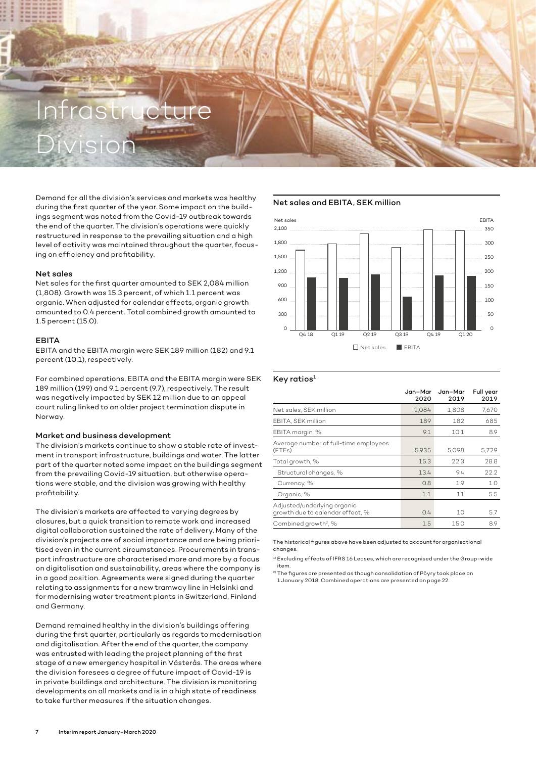# Infrastructure Division

Demand for all the division's services and markets was healthy during the first quarter of the year. Some impact on the buildings segment was noted from the Covid-19 outbreak towards the end of the quarter. The division's operations were quickly restructured in response to the prevailing situation and a high level of activity was maintained throughout the quarter, focusing on efficiency and profitability.

### Net sales

Net sales for the first quarter amounted to SEK 2,084 million (1,808). Growth was 15.3 percent, of which 1.1 percent was organic. When adjusted for calendar effects, organic growth amounted to 0.4 percent. Total combined growth amounted to 1.5 percent (15.0).

### EBITA

EBITA and the EBITA margin were SEK 189 million (182) and 9.1 percent (10.1), respectively.

For combined operations, EBITA and the EBITA margin were SEK 189 million (199) and 9.1 percent (9.7), respectively. The result was negatively impacted by SEK 12 million due to an appeal court ruling linked to an older project termination dispute in Norway.

### Market and business development

The division's markets continue to show a stable rate of investment in transport infrastructure, buildings and water. The latter part of the quarter noted some impact on the buildings segment from the prevailing Covid-19 situation, but otherwise operations were stable, and the division was growing with healthy profitability.

The division's markets are affected to varying degrees by closures, but a quick transition to remote work and increased digital collaboration sustained the rate of delivery. Many of the division's projects are of social importance and are being prioritised even in the current circumstances. Procurements in transport infrastructure are characterised more and more by a focus on digitalisation and sustainability, areas where the company is in a good position. Agreements were signed during the quarter relating to assignments for a new tramway line in Helsinki and for modernising water treatment plants in Switzerland, Finland and Germany.

Demand remained healthy in the division's buildings offering during the first quarter, particularly as regards to modernisation and digitalisation. After the end of the quarter, the company was entrusted with leading the project planning of the first stage of a new emergency hospital in Västerås. The areas where the division foresees a degree of future impact of Covid-19 is in private buildings and architecture. The division is monitoring developments on all markets and is in a high state of readiness to take further measures if the situation changes.

### Net sales and EBITA, SEK million

Net sales / EBITA: Q4 18, Q1 19, Q2 19, Q3 19, Q4 19, Q1 20

### Key ratios[1]

| | Jan–Mar 2020 | Jan–Mar 2019 | Full year 2019 |
|---|---|---|---|
| Net sales, SEK million | 2,084 | 1,808 | 7,670 |
| EBITA, SEK million | 189 | 182 | 685 |
| EBITA margin, % | 9.1 | 10.1 | 8.9 |
| Average number of full-time employees (FTEs) | 5,935 | 5,098 | 5,729 |
| Total growth, % | 15.3 | 22.3 | 28.8 |
| Structural changes, % | 13.4 | 9.4 | 22.2 |
| Currency, % | 0.8 | 1.9 | 1.0 |
| Organic, % | 1.1 | 11 | 5.5 |
| Adjusted/underlying organic growth due to calendar effect, % | 0.4 | 10 | 5.7 |
| Combined growth[2], % | 1.5 | 15.0 | 8.9 |

The historical figures above have been adjusted to account for organisational changes.

[1] Excluding effects of IFRS 16 Leases, which are recognised under the Group-wide item.

[2] The figures are presented as though consolidation of Pöyry took place on 1 January 2018. Combined operations are presented on page 22.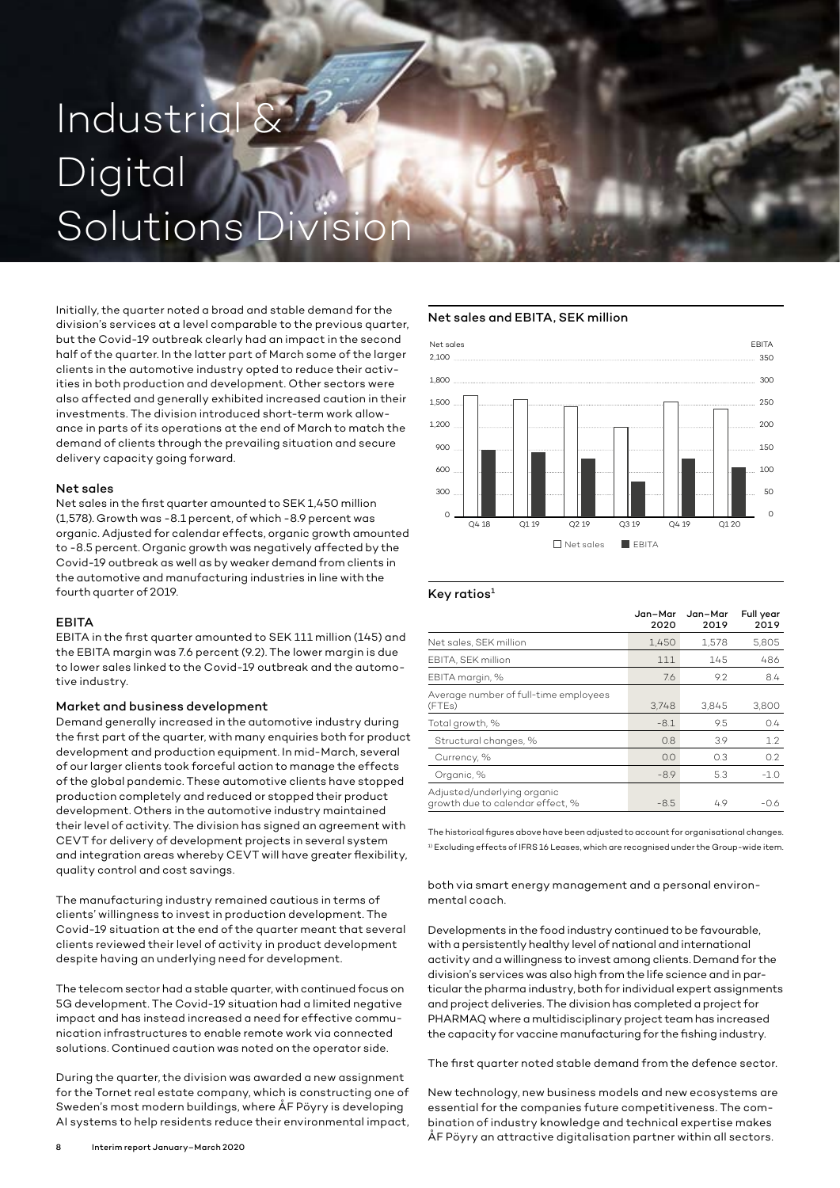# Industrial & Digital Solutions Division

Initially, the quarter noted a broad and stable demand for the division's services at a level comparable to the previous quarter, but the Covid-19 outbreak clearly had an impact in the second half of the quarter. In the latter part of March some of the larger clients in the automotive industry opted to reduce their activities in both production and development. Other sectors were also affected and generally exhibited increased caution in their investments. The division introduced short-term work allowance in parts of its operations at the end of March to match the demand of clients through the prevailing situation and secure delivery capacity going forward.

### Net sales

Net sales in the first quarter amounted to SEK 1,450 million (1,578). Growth was -8.1 percent, of which -8.9 percent was organic. Adjusted for calendar effects, organic growth amounted to -8.5 percent. Organic growth was negatively affected by the Covid-19 outbreak as well as by weaker demand from clients in the automotive and manufacturing industries in line with the fourth quarter of 2019.

### EBITA

EBITA in the first quarter amounted to SEK 111 million (145) and the EBITA margin was 7.6 percent (9.2). The lower margin is due to lower sales linked to the Covid-19 outbreak and the automotive industry.

### Market and business development

Demand generally increased in the automotive industry during the first part of the quarter, with many enquiries both for product development and production equipment. In mid-March, several of our larger clients took forceful action to manage the effects of the global pandemic. These automotive clients have stopped production completely and reduced or stopped their product development. Others in the automotive industry maintained their level of activity. The division has signed an agreement with CEVT for delivery of development projects in several system and integration areas whereby CEVT will have greater flexibility, quality control and cost savings.

The manufacturing industry remained cautious in terms of clients' willingness to invest in production development. The Covid-19 situation at the end of the quarter meant that several clients reviewed their level of activity in product development despite having an underlying need for development.

The telecom sector had a stable quarter, with continued focus on 5G development. The Covid-19 situation had a limited negative impact and has instead increased a need for effective communication infrastructures to enable remote work via connected solutions. Continued caution was noted on the operator side.

During the quarter, the division was awarded a new assignment for the Tornet real estate company, which is constructing one of Sweden's most modern buildings, where ÅF Pöyry is developing AI systems to help residents reduce their environmental impact, both via smart energy management and a personal environmental coach.

Developments in the food industry continued to be favourable, with a persistently healthy level of national and international activity and a willingness to invest among clients. Demand for the division's services was also high from the life science and in particular the pharma industry, both for individual expert assignments and project deliveries. The division has completed a project for PHARMAQ where a multidisciplinary project team has increased the capacity for vaccine manufacturing for the fishing industry.

The first quarter noted stable demand from the defence sector.

New technology, new business models and new ecosystems are essential for the companies future competitiveness. The combination of industry knowledge and technical expertise makes ÅF Pöyry an attractive digitalisation partner within all sectors.

### Net sales and EBITA, SEK million

| | Q4 18 | Q1 19 | Q2 19 | Q3 19 | Q4 19 | Q1 20 |
|---|---|---|---|---|---|---|
| Net sales | ~1,600 | ~1,578 | ~1,500 | ~1,200 | ~1,550 | 1,450 |
| EBITA | ~150 | 145 | ~130 | ~80 | ~130 | 111 |

### Key ratios[1]

| | Jan–Mar 2020 | Jan–Mar 2019 | Full year 2019 |
|---|---|---|---|
| Net sales, SEK million | 1,450 | 1,578 | 5,805 |
| EBITA, SEK million | 111 | 145 | 486 |
| EBITA margin, % | 7.6 | 9.2 | 8.4 |
| Average number of full-time employees (FTEs) | 3,748 | 3,845 | 3,800 |
| Total growth, % | -8.1 | 9.5 | 0.4 |
| Structural changes, % | 0.8 | 3.9 | 1.2 |
| Currency, % | 0.0 | 0.3 | 0.2 |
| Organic, % | -8.9 | 5.3 | -1.0 |
| Adjusted/underlying organic growth due to calendar effect, % | -8.5 | 4.9 | -0.6 |

The historical figures above have been adjusted to account for organisational changes.

[1] Excluding effects of IFRS 16 Leases, which are recognised under the Group-wide item.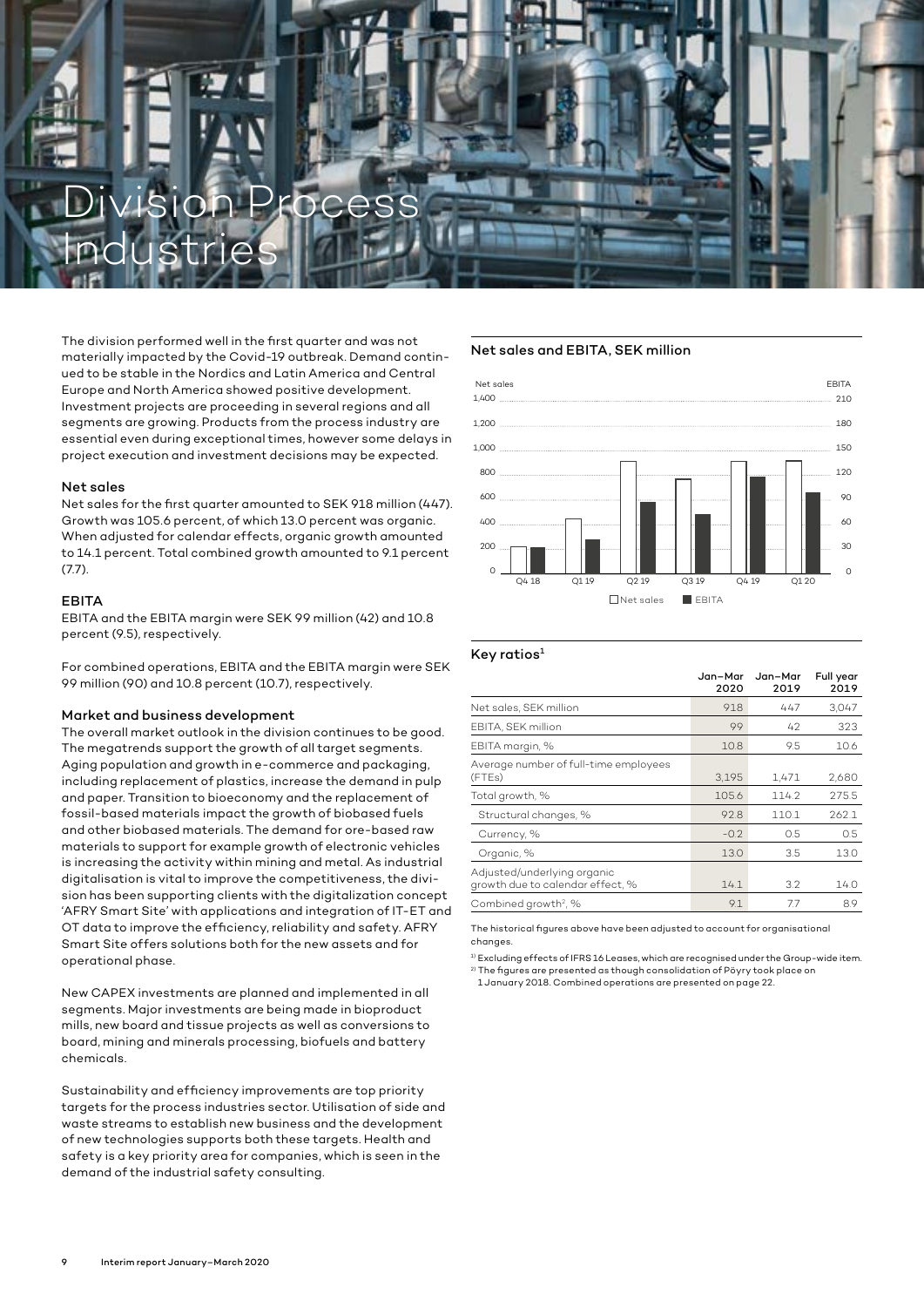# Division Process Industries

The division performed well in the first quarter and was not materially impacted by the Covid-19 outbreak. Demand continued to be stable in the Nordics and Latin America and Central Europe and North America showed positive development. Investment projects are proceeding in several regions and all segments are growing. Products from the process industry are essential even during exceptional times, however some delays in project execution and investment decisions may be expected.

### Net sales

Net sales for the first quarter amounted to SEK 918 million (447). Growth was 105.6 percent, of which 13.0 percent was organic. When adjusted for calendar effects, organic growth amounted to 14.1 percent. Total combined growth amounted to 9.1 percent (7.7).

### EBITA

EBITA and the EBITA margin were SEK 99 million (42) and 10.8 percent (9.5), respectively.

For combined operations, EBITA and the EBITA margin were SEK 99 million (90) and 10.8 percent (10.7), respectively.

### Market and business development

The overall market outlook in the division continues to be good. The megatrends support the growth of all target segments. Aging population and growth in e-commerce and packaging, including replacement of plastics, increase the demand in pulp and paper. Transition to bioeconomy and the replacement of fossil-based materials impact the growth of biobased fuels and other biobased materials. The demand for ore-based raw materials to support for example growth of electronic vehicles is increasing the activity within mining and metal. As industrial digitalisation is vital to improve the competitiveness, the division has been supporting clients with the digitalization concept 'AFRY Smart Site' with applications and integration of IT-ET and OT data to improve the efficiency, reliability and safety. AFRY Smart Site offers solutions both for the new assets and for operational phase.

New CAPEX investments are planned and implemented in all segments. Major investments are being made in bioproduct mills, new board and tissue projects as well as conversions to board, mining and minerals processing, biofuels and battery chemicals.

Sustainability and efficiency improvements are top priority targets for the process industries sector. Utilisation of side and waste streams to establish new business and the development of new technologies supports both these targets. Health and safety is a key priority area for companies, which is seen in the demand of the industrial safety consulting.

### Net sales and EBITA, SEK million

Net sales (left axis: 0–1,400); EBITA (right axis: 0–210)

Q4 18 | Q1 19 | Q2 19 | Q3 19 | Q4 19 | Q1 20

☐ Net sales ■ EBITA

### Key ratios[1]

| | Jan–Mar 2020 | Jan–Mar 2019 | Full year 2019 |
|---|---|---|---|
| Net sales, SEK million | 918 | 447 | 3,047 |
| EBITA, SEK million | 99 | 42 | 323 |
| EBITA margin, % | 10.8 | 9.5 | 10.6 |
| Average number of full-time employees (FTEs) | 3,195 | 1,471 | 2,680 |
| Total growth, % | 105.6 | 114.2 | 275.5 |
| Structural changes, % | 92.8 | 110.1 | 262.1 |
| Currency, % | -0.2 | 0.5 | 0.5 |
| Organic, % | 13.0 | 3.5 | 13.0 |
| Adjusted/underlying organic growth due to calendar effect, % | 14.1 | 3.2 | 14.0 |
| Combined growth[2], % | 9.1 | 7.7 | 8.9 |

The historical figures above have been adjusted to account for organisational changes.

[1] Excluding effects of IFRS 16 Leases, which are recognised under the Group-wide item.
[2] The figures are presented as though consolidation of Pöyry took place on 1 January 2018. Combined operations are presented on page 22.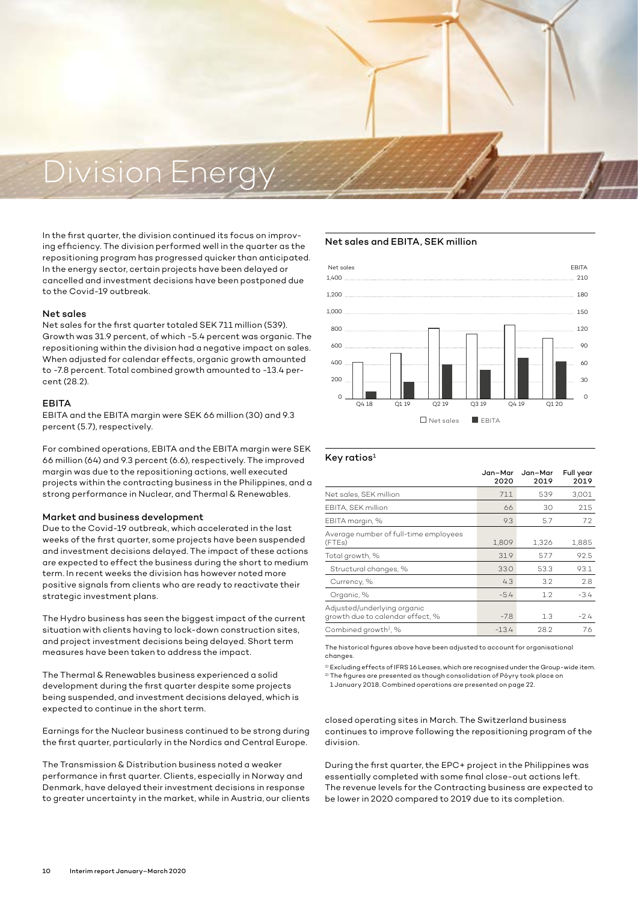# Division Energy

In the first quarter, the division continued its focus on improving efficiency. The division performed well in the quarter as the repositioning program has progressed quicker than anticipated. In the energy sector, certain projects have been delayed or cancelled and investment decisions have been postponed due to the Covid-19 outbreak.

### Net sales

Net sales for the first quarter totaled SEK 711 million (539). Growth was 31.9 percent, of which -5.4 percent was organic. The repositioning within the division had a negative impact on sales. When adjusted for calendar effects, organic growth amounted to -7.8 percent. Total combined growth amounted to -13.4 percent (28.2).

### EBITA

EBITA and the EBITA margin were SEK 66 million (30) and 9.3 percent (5.7), respectively.

For combined operations, EBITA and the EBITA margin were SEK 66 million (64) and 9.3 percent (6.6), respectively. The improved margin was due to the repositioning actions, well executed projects within the contracting business in the Philippines, and a strong performance in Nuclear, and Thermal & Renewables.

### Market and business development

Due to the Covid-19 outbreak, which accelerated in the last weeks of the first quarter, some projects have been suspended and investment decisions delayed. The impact of these actions are expected to effect the business during the short to medium term. In recent weeks the division has however noted more positive signals from clients who are ready to reactivate their strategic investment plans.

The Hydro business has seen the biggest impact of the current situation with clients having to lock-down construction sites, and project investment decisions being delayed. Short term measures have been taken to address the impact.

The Thermal & Renewables business experienced a solid development during the first quarter despite some projects being suspended, and investment decisions delayed, which is expected to continue in the short term.

Earnings for the Nuclear business continued to be strong during the first quarter, particularly in the Nordics and Central Europe.

The Transmission & Distribution business noted a weaker performance in first quarter. Clients, especially in Norway and Denmark, have delayed their investment decisions in response to greater uncertainty in the market, while in Austria, our clients closed operating sites in March. The Switzerland business continues to improve following the repositioning program of the division.

During the first quarter, the EPC+ project in the Philippines was essentially completed with some final close-out actions left. The revenue levels for the Contracting business are expected to be lower in 2020 compared to 2019 due to its completion.

### Net sales and EBITA, SEK million

Net sales (left axis: 0–1,400) and EBITA (right axis: 0–210) for Q4 18, Q1 19, Q2 19, Q3 19, Q4 19, Q1 20.

Net sales ☐ EBITA ■

### Key ratios[1]

| | Jan–Mar 2020 | Jan–Mar 2019 | Full year 2019 |
|---|---|---|---|
| Net sales, SEK million | 711 | 539 | 3,001 |
| EBITA, SEK million | 66 | 30 | 215 |
| EBITA margin, % | 9.3 | 5.7 | 7.2 |
| Average number of full-time employees (FTEs) | 1,809 | 1,326 | 1,885 |
| Total growth, % | 31.9 | 57.7 | 92.5 |
| Structural changes, % | 33.0 | 53.3 | 93.1 |
| Currency, % | 4.3 | 3.2 | 2.8 |
| Organic, % | -5.4 | 1.2 | -3.4 |
| Adjusted/underlying organic growth due to calendar effect, % | -7.8 | 1.3 | -2.4 |
| Combined growth[2], % | -13.4 | 28.2 | 7.6 |

The historical figures above have been adjusted to account for organisational changes.

[1] Excluding effects of IFRS 16 Leases, which are recognised under the Group-wide item.
[2] The figures are presented as though consolidation of Pöyry took place on 1 January 2018. Combined operations are presented on page 22.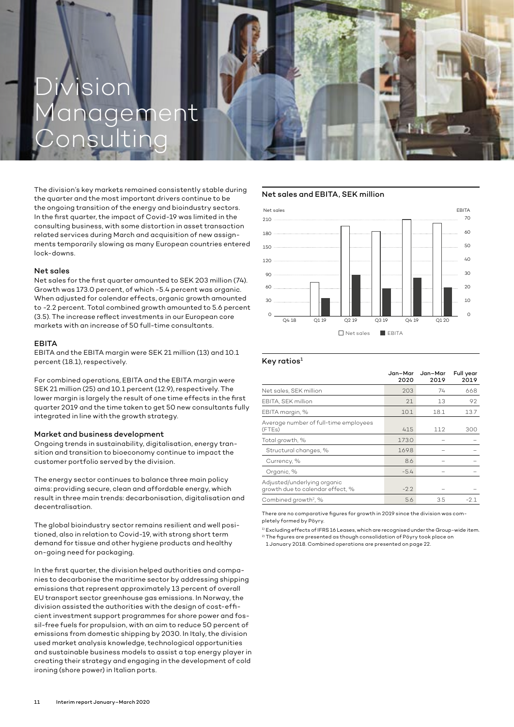# Division Management Consulting

The division's key markets remained consistently stable during the quarter and the most important drivers continue to be the ongoing transition of the energy and bioindustry sectors. In the first quarter, the impact of Covid-19 was limited in the consulting business, with some distortion in asset transaction related services during March and acquisition of new assignments temporarily slowing as many European countries entered lock-downs.

### Net sales

Net sales for the first quarter amounted to SEK 203 million (74). Growth was 173.0 percent, of which -5.4 percent was organic. When adjusted for calendar effects, organic growth amounted to -2.2 percent. Total combined growth amounted to 5.6 percent (3.5). The increase reflect investments in our European core markets with an increase of 50 full-time consultants.

### EBITA

EBITA and the EBITA margin were SEK 21 million (13) and 10.1 percent (18.1), respectively.

For combined operations, EBITA and the EBITA margin were SEK 21 million (25) and 10.1 percent (12.9), respectively. The lower margin is largely the result of one time effects in the first quarter 2019 and the time taken to get 50 new consultants fully integrated in line with the growth strategy.

### Market and business development

Ongoing trends in sustainability, digitalisation, energy transition and transition to bioeconomy continue to impact the customer portfolio served by the division.

The energy sector continues to balance three main policy aims: providing secure, clean and affordable energy, which result in three main trends: decarbonisation, digitalisation and decentralisation.

The global bioindustry sector remains resilient and well positioned, also in relation to Covid-19, with strong short term demand for tissue and other hygiene products and healthy on-going need for packaging.

In the first quarter, the division helped authorities and companies to decarbonise the maritime sector by addressing shipping emissions that represent approximately 13 percent of overall EU transport sector greenhouse gas emissions. In Norway, the division assisted the authorities with the design of cost-efficient investment support programmes for shore power and fossil-free fuels for propulsion, with an aim to reduce 50 percent of emissions from domestic shipping by 2030. In Italy, the division used market analysis knowledge, technological opportunities and sustainable business models to assist a top energy player in creating their strategy and engaging in the development of cold ironing (shore power) in Italian ports.

### Net sales and EBITA, SEK million

| | Q4 18 | Q1 19 | Q2 19 | Q3 19 | Q4 19 | Q1 20 |
|---|---|---|---|---|---|---|
| Net sales | | 74 | | | | 203 |
| EBITA | | 13 | | | | 21 |

### Key ratios[1]

| | Jan–Mar 2020 | Jan–Mar 2019 | Full year 2019 |
|---|---|---|---|
| Net sales, SEK million | 203 | 74 | 668 |
| EBITA, SEK million | 21 | 13 | 92 |
| EBITA margin, % | 10.1 | 18.1 | 13.7 |
| Average number of full-time employees (FTEs) | 415 | 112 | 300 |
| Total growth, % | 173.0 | – | – |
| Structural changes, % | 169.8 | – | – |
| Currency, % | 8.6 | – | – |
| Organic, % | -5.4 | – | – |
| Adjusted/underlying organic growth due to calendar effect, % | -2.2 | – | – |
| Combined growth[2], % | 5.6 | 3.5 | -2.1 |

There are no comparative figures for growth in 2019 since the division was completely formed by Pöyry.

[1] Excluding effects of IFRS 16 Leases, which are recognised under the Group-wide item.
[2] The figures are presented as though consolidation of Pöyry took place on 1 January 2018. Combined operations are presented on page 22.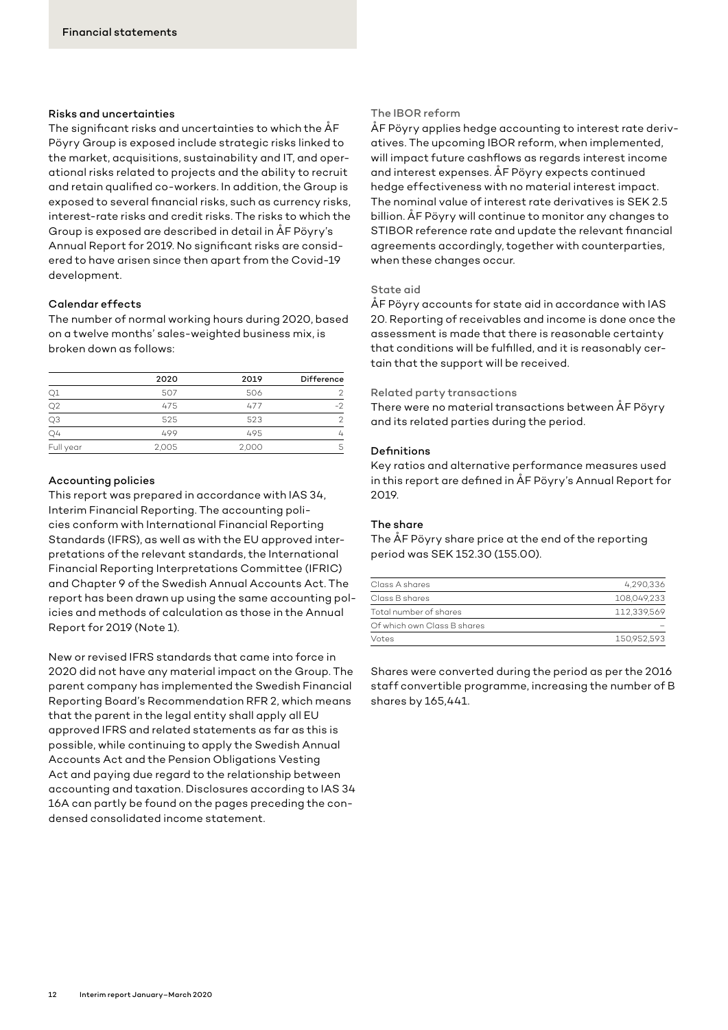## Risks and uncertainties

The significant risks and uncertainties to which the ÅF Pöyry Group is exposed include strategic risks linked to the market, acquisitions, sustainability and IT, and operational risks related to projects and the ability to recruit and retain qualified co-workers. In addition, the Group is exposed to several financial risks, such as currency risks, interest-rate risks and credit risks. The risks to which the Group is exposed are described in detail in ÅF Pöyry's Annual Report for 2019. No significant risks are considered to have arisen since then apart from the Covid-19 development.

## Calendar effects

The number of normal working hours during 2020, based on a twelve months' sales-weighted business mix, is broken down as follows:

| | 2020 | 2019 | Difference |
|---|---|---|---|
| Q1 | 507 | 506 | 2 |
| Q2 | 475 | 477 | -2 |
| Q3 | 525 | 523 | 2 |
| Q4 | 499 | 495 | 4 |
| Full year | 2,005 | 2,000 | 5 |

## Accounting policies

This report was prepared in accordance with IAS 34, Interim Financial Reporting. The accounting policies conform with International Financial Reporting Standards (IFRS), as well as with the EU approved interpretations of the relevant standards, the International Financial Reporting Interpretations Committee (IFRIC) and Chapter 9 of the Swedish Annual Accounts Act. The report has been drawn up using the same accounting policies and methods of calculation as those in the Annual Report for 2019 (Note 1).

New or revised IFRS standards that came into force in 2020 did not have any material impact on the Group. The parent company has implemented the Swedish Financial Reporting Board's Recommendation RFR 2, which means that the parent in the legal entity shall apply all EU approved IFRS and related statements as far as this is possible, while continuing to apply the Swedish Annual Accounts Act and the Pension Obligations Vesting Act and paying due regard to the relationship between accounting and taxation. Disclosures according to IAS 34 16A can partly be found on the pages preceding the condensed consolidated income statement.

### The IBOR reform

ÅF Pöyry applies hedge accounting to interest rate derivatives. The upcoming IBOR reform, when implemented, will impact future cashflows as regards interest income and interest expenses. ÅF Pöyry expects continued hedge effectiveness with no material interest impact. The nominal value of interest rate derivatives is SEK 2.5 billion. ÅF Pöyry will continue to monitor any changes to STIBOR reference rate and update the relevant financial agreements accordingly, together with counterparties, when these changes occur.

### State aid

ÅF Pöyry accounts for state aid in accordance with IAS 20. Reporting of receivables and income is done once the assessment is made that there is reasonable certainty that conditions will be fulfilled, and it is reasonably certain that the support will be received.

### Related party transactions

There were no material transactions between ÅF Pöyry and its related parties during the period.

## Definitions

Key ratios and alternative performance measures used in this report are defined in ÅF Pöyry's Annual Report for 2019.

## The share

The ÅF Pöyry share price at the end of the reporting period was SEK 152.30 (155.00).

| | |
|---|---|
| Class A shares | 4,290,336 |
| Class B shares | 108,049,233 |
| Total number of shares | 112,339,569 |
| Of which own Class B shares | – |
| Votes | 150,952,593 |

Shares were converted during the period as per the 2016 staff convertible programme, increasing the number of B shares by 165,441.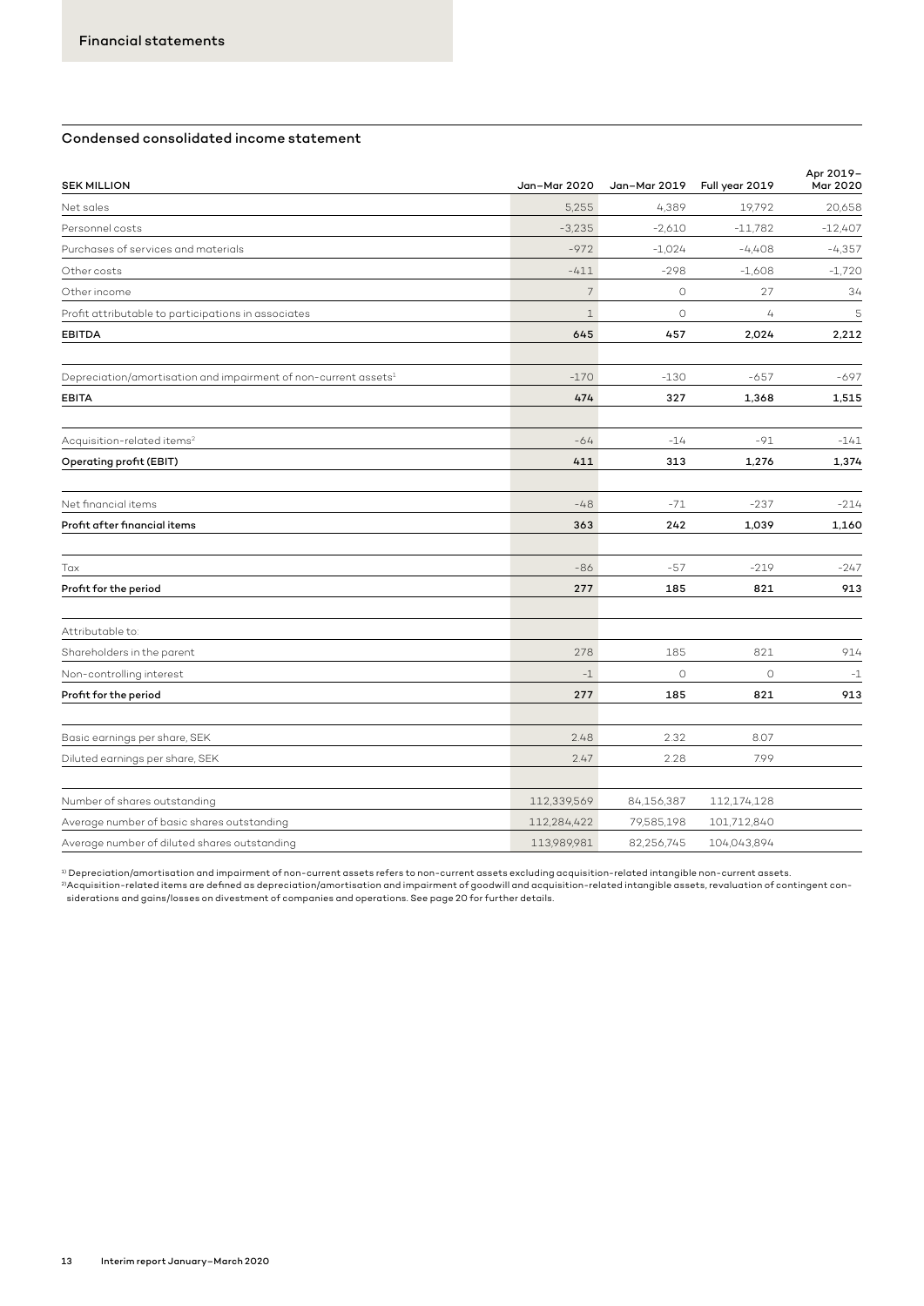## Financial statements

### Condensed consolidated income statement

| SEK MILLION | Jan–Mar 2020 | Jan–Mar 2019 | Full year 2019 | Apr 2019–Mar 2020 |
|---|---|---|---|---|
| Net sales | 5,255 | 4,389 | 19,792 | 20,658 |
| Personnel costs | -3,235 | -2,610 | -11,782 | -12,407 |
| Purchases of services and materials | -972 | -1,024 | -4,408 | -4,357 |
| Other costs | -411 | -298 | -1,608 | -1,720 |
| Other income | 7 | 0 | 27 | 34 |
| Profit attributable to participations in associates | 1 | 0 | 4 | 5 |
| **EBITDA** | **645** | **457** | **2,024** | **2,212** |
| | | | | |
| Depreciation/amortisation and impairment of non-current assets[1] | -170 | -130 | -657 | -697 |
| **EBITA** | **474** | **327** | **1,368** | **1,515** |
| | | | | |
| Acquisition-related items[2] | -64 | -14 | -91 | -141 |
| **Operating profit (EBIT)** | **411** | **313** | **1,276** | **1,374** |
| | | | | |
| Net financial items | -48 | -71 | -237 | -214 |
| **Profit after financial items** | **363** | **242** | **1,039** | **1,160** |
| | | | | |
| Tax | -86 | -57 | -219 | -247 |
| **Profit for the period** | **277** | **185** | **821** | **913** |
| | | | | |
| Attributable to: | | | | |
| Shareholders in the parent | 278 | 185 | 821 | 914 |
| Non-controlling interest | -1 | 0 | 0 | -1 |
| **Profit for the period** | **277** | **185** | **821** | **913** |
| | | | | |
| Basic earnings per share, SEK | 2.48 | 2.32 | 8.07 | |
| Diluted earnings per share, SEK | 2.47 | 2.28 | 7.99 | |
| | | | | |
| Number of shares outstanding | 112,339,569 | 84,156,387 | 112,174,128 | |
| Average number of basic shares outstanding | 112,284,422 | 79,585,198 | 101,712,840 | |
| Average number of diluted shares outstanding | 113,989,981 | 82,256,745 | 104,043,894 | |

[1] Depreciation/amortisation and impairment of non-current assets refers to non-current assets excluding acquisition-related intangible non-current assets.
[2] Acquisition-related items are defined as depreciation/amortisation and impairment of goodwill and acquisition-related intangible assets, revaluation of contingent considerations and gains/losses on divestment of companies and operations. See page 20 for further details.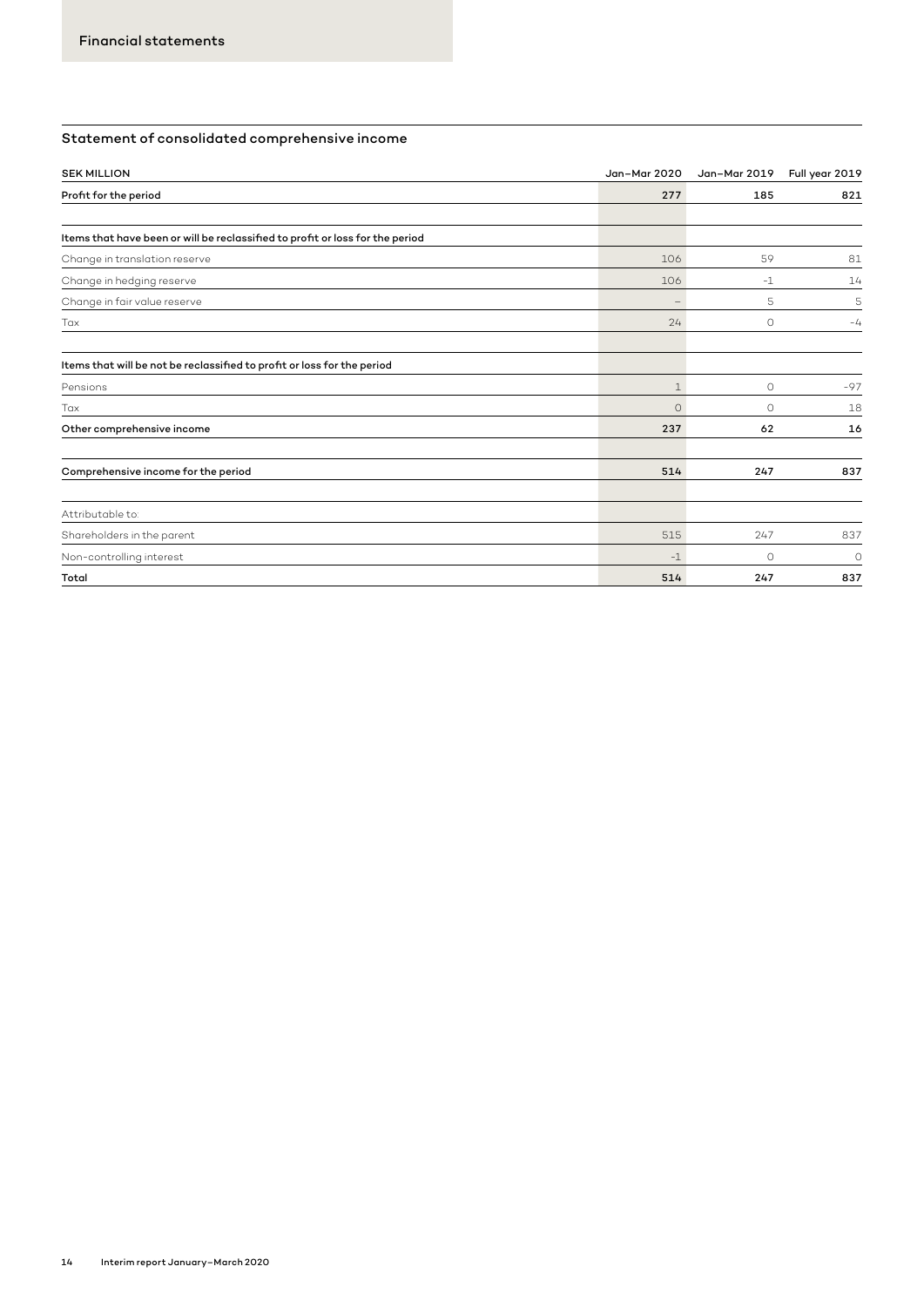## Financial statements

### Statement of consolidated comprehensive income

| SEK MILLION | Jan–Mar 2020 | Jan–Mar 2019 | Full year 2019 |
|---|---|---|---|
| **Profit for the period** | **277** | **185** | **821** |
| | | | |
| **Items that have been or will be reclassified to profit or loss for the period** | | | |
| Change in translation reserve | 106 | 59 | 81 |
| Change in hedging reserve | 106 | -1 | 14 |
| Change in fair value reserve | – | 5 | 5 |
| Tax | 24 | 0 | -4 |
| | | | |
| **Items that will be not be reclassified to profit or loss for the period** | | | |
| Pensions | 1 | 0 | -97 |
| Tax | 0 | 0 | 18 |
| **Other comprehensive income** | **237** | **62** | **16** |
| | | | |
| **Comprehensive income for the period** | **514** | **247** | **837** |
| | | | |
| Attributable to: | | | |
| Shareholders in the parent | 515 | 247 | 837 |
| Non-controlling interest | -1 | 0 | 0 |
| **Total** | **514** | **247** | **837** |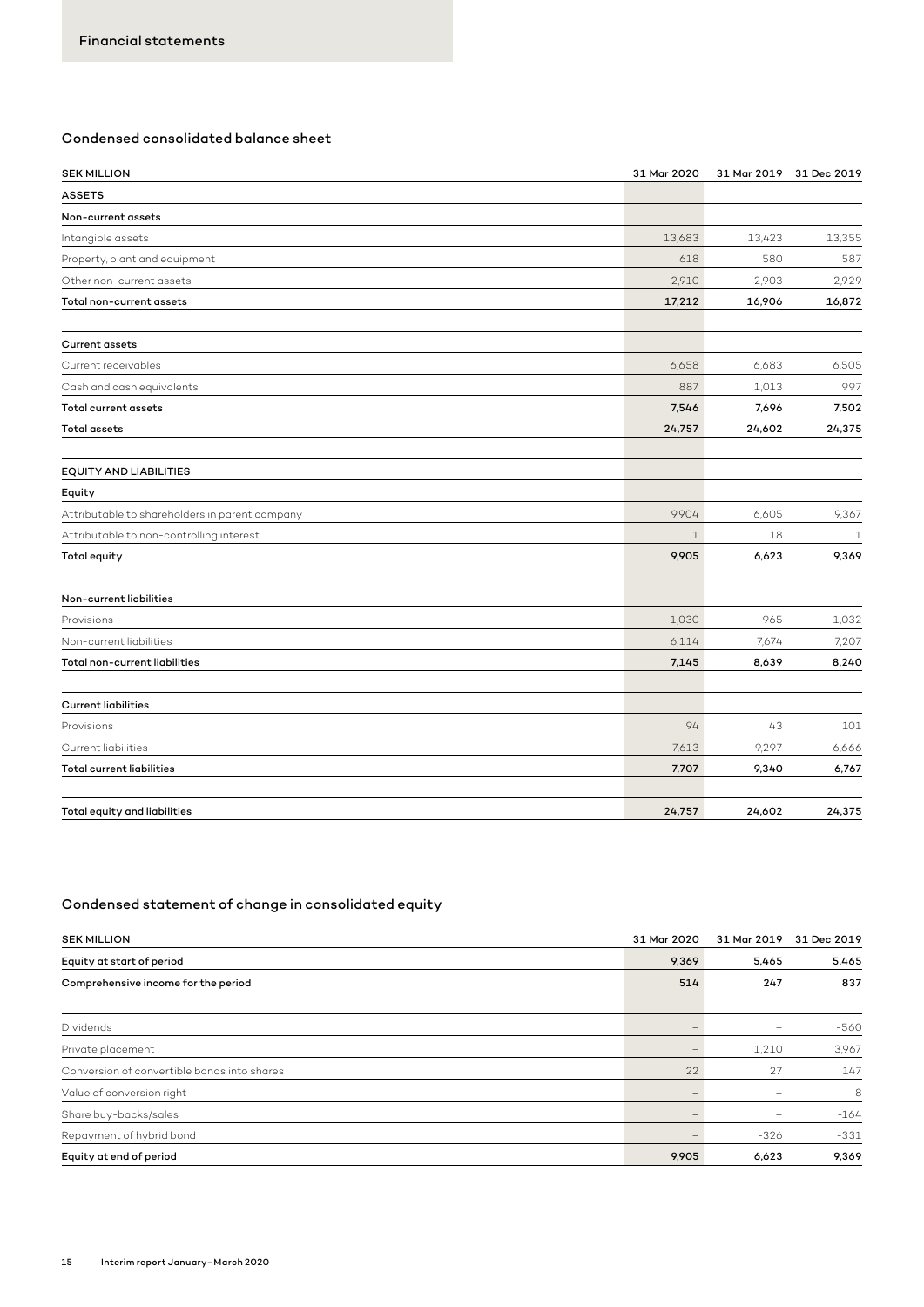## Condensed consolidated balance sheet

| SEK MILLION | 31 Mar 2020 | 31 Mar 2019 | 31 Dec 2019 |
|---|---|---|---|
| **ASSETS** | | | |
| **Non-current assets** | | | |
| Intangible assets | 13,683 | 13,423 | 13,355 |
| Property, plant and equipment | 618 | 580 | 587 |
| Other non-current assets | 2,910 | 2,903 | 2,929 |
| **Total non-current assets** | **17,212** | **16,906** | **16,872** |
| | | | |
| **Current assets** | | | |
| Current receivables | 6,658 | 6,683 | 6,505 |
| Cash and cash equivalents | 887 | 1,013 | 997 |
| **Total current assets** | **7,546** | **7,696** | **7,502** |
| **Total assets** | **24,757** | **24,602** | **24,375** |
| | | | |
| **EQUITY AND LIABILITIES** | | | |
| **Equity** | | | |
| Attributable to shareholders in parent company | 9,904 | 6,605 | 9,367 |
| Attributable to non-controlling interest | 1 | 18 | 1 |
| **Total equity** | **9,905** | **6,623** | **9,369** |
| | | | |
| **Non-current liabilities** | | | |
| Provisions | 1,030 | 965 | 1,032 |
| Non-current liabilities | 6,114 | 7,674 | 7,207 |
| **Total non-current liabilities** | **7,145** | **8,639** | **8,240** |
| | | | |
| **Current liabilities** | | | |
| Provisions | 94 | 43 | 101 |
| Current liabilities | 7,613 | 9,297 | 6,666 |
| **Total current liabilities** | **7,707** | **9,340** | **6,767** |
| | | | |
| **Total equity and liabilities** | **24,757** | **24,602** | **24,375** |

## Condensed statement of change in consolidated equity

| SEK MILLION | 31 Mar 2020 | 31 Mar 2019 | 31 Dec 2019 |
|---|---|---|---|
| **Equity at start of period** | **9,369** | **5,465** | **5,465** |
| **Comprehensive income for the period** | **514** | **247** | **837** |
| | | | |
| Dividends | – | – | -560 |
| Private placement | – | 1,210 | 3,967 |
| Conversion of convertible bonds into shares | 22 | 27 | 147 |
| Value of conversion right | – | – | 8 |
| Share buy-backs/sales | – | – | -164 |
| Repayment of hybrid bond | – | -326 | -331 |
| **Equity at end of period** | **9,905** | **6,623** | **9,369** |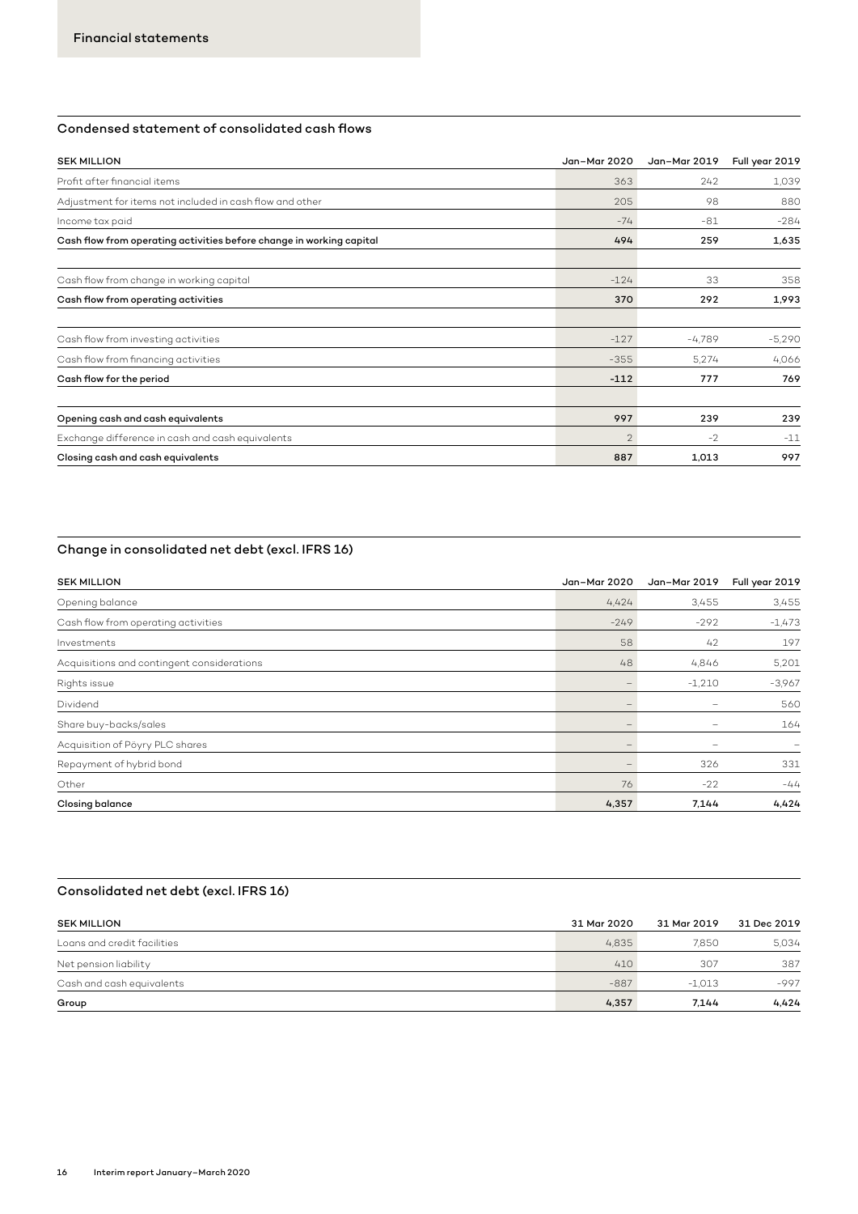# Financial statements

## Condensed statement of consolidated cash flows

| SEK MILLION | Jan–Mar 2020 | Jan–Mar 2019 | Full year 2019 |
|---|---|---|---|
| Profit after financial items | 363 | 242 | 1,039 |
| Adjustment for items not included in cash flow and other | 205 | 98 | 880 |
| Income tax paid | -74 | -81 | -284 |
| **Cash flow from operating activities before change in working capital** | **494** | **259** | **1,635** |
| Cash flow from change in working capital | -124 | 33 | 358 |
| **Cash flow from operating activities** | **370** | **292** | **1,993** |
| Cash flow from investing activities | -127 | -4,789 | -5,290 |
| Cash flow from financing activities | -355 | 5,274 | 4,066 |
| **Cash flow for the period** | **-112** | **777** | **769** |
| **Opening cash and cash equivalents** | **997** | **239** | **239** |
| Exchange difference in cash and cash equivalents | 2 | -2 | -11 |
| **Closing cash and cash equivalents** | **887** | **1,013** | **997** |

## Change in consolidated net debt (excl. IFRS 16)

| SEK MILLION | Jan–Mar 2020 | Jan–Mar 2019 | Full year 2019 |
|---|---|---|---|
| Opening balance | 4,424 | 3,455 | 3,455 |
| Cash flow from operating activities | -249 | -292 | -1,473 |
| Investments | 58 | 42 | 197 |
| Acquisitions and contingent considerations | 48 | 4,846 | 5,201 |
| Rights issue | – | -1,210 | -3,967 |
| Dividend | – | – | 560 |
| Share buy-backs/sales | – | – | 164 |
| Acquisition of Pöyry PLC shares | – | – | – |
| Repayment of hybrid bond | – | 326 | 331 |
| Other | 76 | -22 | -44 |
| **Closing balance** | **4,357** | **7,144** | **4,424** |

## Consolidated net debt (excl. IFRS 16)

| SEK MILLION | 31 Mar 2020 | 31 Mar 2019 | 31 Dec 2019 |
|---|---|---|---|
| Loans and credit facilities | 4,835 | 7,850 | 5,034 |
| Net pension liability | 410 | 307 | 387 |
| Cash and cash equivalents | -887 | -1,013 | -997 |
| **Group** | **4,357** | **7,144** | **4,424** |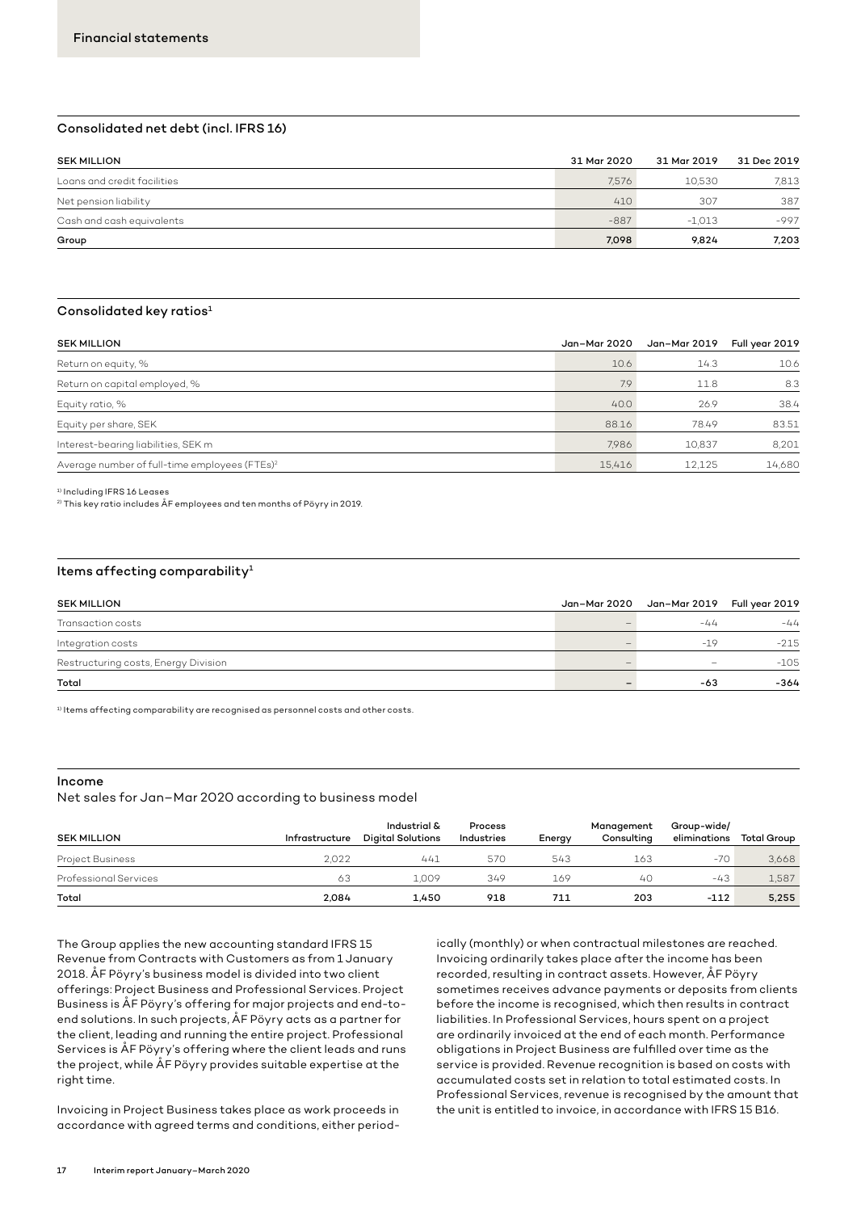## Consolidated net debt (incl. IFRS 16)

| SEK MILLION | 31 Mar 2020 | 31 Mar 2019 | 31 Dec 2019 |
|---|---|---|---|
| Loans and credit facilities | 7,576 | 10,530 | 7,813 |
| Net pension liability | 410 | 307 | 387 |
| Cash and cash equivalents | -887 | -1,013 | -997 |
| **Group** | **7,098** | **9,824** | **7,203** |

## Consolidated key ratios[1]

| SEK MILLION | Jan–Mar 2020 | Jan–Mar 2019 | Full year 2019 |
|---|---|---|---|
| Return on equity, % | 10.6 | 14.3 | 10.6 |
| Return on capital employed, % | 7.9 | 11.8 | 8.3 |
| Equity ratio, % | 40.0 | 26.9 | 38.4 |
| Equity per share, SEK | 88.16 | 78.49 | 83.51 |
| Interest-bearing liabilities, SEK m | 7,986 | 10,837 | 8,201 |
| Average number of full-time employees (FTEs)[2] | 15,416 | 12,125 | 14,680 |

[1] Including IFRS 16 Leases

[2] This key ratio includes ÅF employees and ten months of Pöyry in 2019.

## Items affecting comparability[1]

| SEK MILLION | Jan–Mar 2020 | Jan–Mar 2019 | Full year 2019 |
|---|---|---|---|
| Transaction costs | – | -44 | -44 |
| Integration costs | – | -19 | -215 |
| Restructuring costs, Energy Division | – | – | -105 |
| **Total** | **–** | **-63** | **-364** |

[1] Items affecting comparability are recognised as personnel costs and other costs.

## Income

Net sales for Jan–Mar 2020 according to business model

| SEK MILLION | Infrastructure | Industrial & Digital Solutions | Process Industries | Energy | Management Consulting | Group-wide/ eliminations | Total Group |
|---|---|---|---|---|---|---|---|
| Project Business | 2,022 | 441 | 570 | 543 | 163 | -70 | 3,668 |
| Professional Services | 63 | 1,009 | 349 | 169 | 40 | -43 | 1,587 |
| **Total** | **2,084** | **1,450** | **918** | **711** | **203** | **-112** | **5,255** |

The Group applies the new accounting standard IFRS 15 Revenue from Contracts with Customers as from 1 January 2018. ÅF Pöyry's business model is divided into two client offerings: Project Business and Professional Services. Project Business is ÅF Pöyry's offering for major projects and end-to-end solutions. In such projects, ÅF Pöyry acts as a partner for the client, leading and running the entire project. Professional Services is ÅF Pöyry's offering where the client leads and runs the project, while ÅF Pöyry provides suitable expertise at the right time.

Invoicing in Project Business takes place as work proceeds in accordance with agreed terms and conditions, either periodically (monthly) or when contractual milestones are reached. Invoicing ordinarily takes place after the income has been recorded, resulting in contract assets. However, ÅF Pöyry sometimes receives advance payments or deposits from clients before the income is recognised, which then results in contract liabilities. In Professional Services, hours spent on a project are ordinarily invoiced at the end of each month. Performance obligations in Project Business are fulfilled over time as the service is provided. Revenue recognition is based on costs with accumulated costs set in relation to total estimated costs. In Professional Services, revenue is recognised by the amount that the unit is entitled to invoice, in accordance with IFRS 15 B16.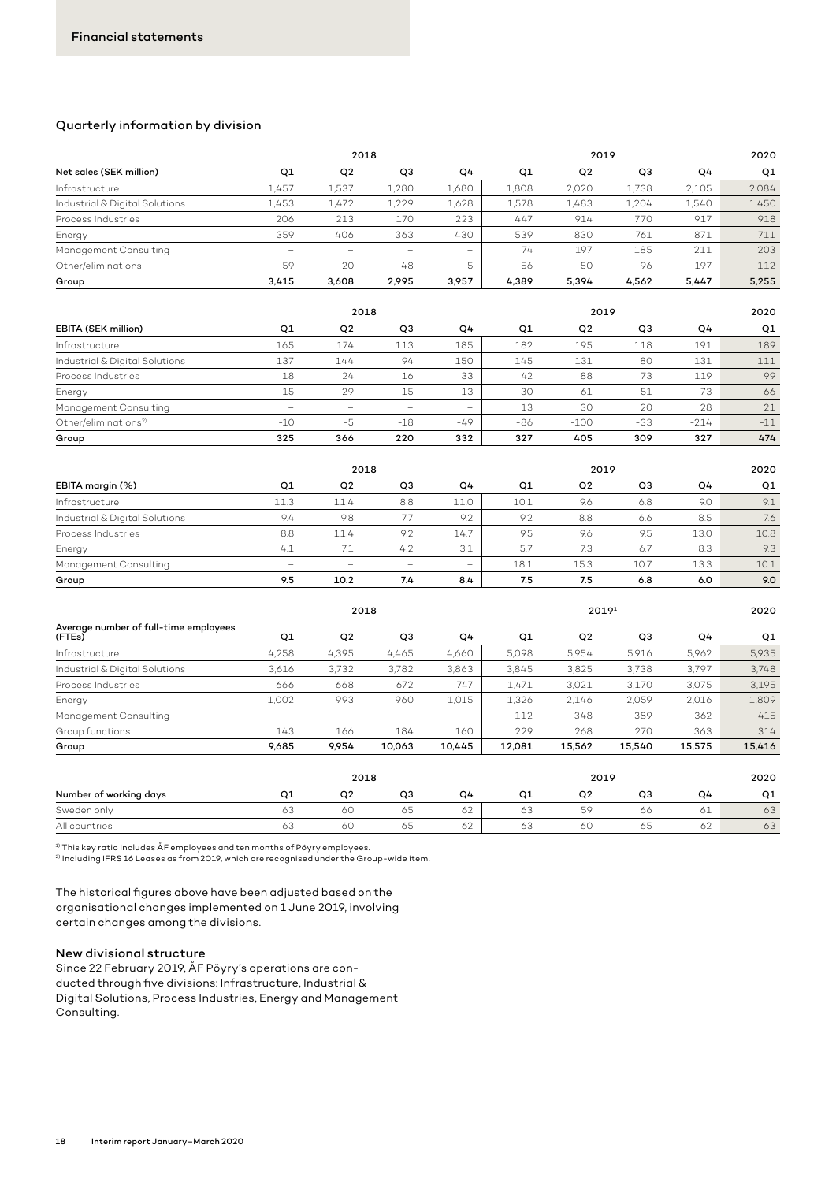## Quarterly information by division

| Net sales (SEK million) | 2018 Q1 | 2018 Q2 | 2018 Q3 | 2018 Q4 | 2019 Q1 | 2019 Q2 | 2019 Q3 | 2019 Q4 | 2020 Q1 |
|---|---|---|---|---|---|---|---|---|---|
| Infrastructure | 1,457 | 1,537 | 1,280 | 1,680 | 1,808 | 2,020 | 1,738 | 2,105 | 2,084 |
| Industrial & Digital Solutions | 1,453 | 1,472 | 1,229 | 1,628 | 1,578 | 1,483 | 1,204 | 1,540 | 1,450 |
| Process Industries | 206 | 213 | 170 | 223 | 447 | 914 | 770 | 917 | 918 |
| Energy | 359 | 406 | 363 | 430 | 539 | 830 | 761 | 871 | 711 |
| Management Consulting | – | – | – | – | 74 | 197 | 185 | 211 | 203 |
| Other/eliminations | -59 | -20 | -48 | -5 | -56 | -50 | -96 | -197 | -112 |
| **Group** | **3,415** | **3,608** | **2,995** | **3,957** | **4,389** | **5,394** | **4,562** | **5,447** | **5,255** |

| EBITA (SEK million) | 2018 Q1 | 2018 Q2 | 2018 Q3 | 2018 Q4 | 2019 Q1 | 2019 Q2 | 2019 Q3 | 2019 Q4 | 2020 Q1 |
|---|---|---|---|---|---|---|---|---|---|
| Infrastructure | 165 | 174 | 113 | 185 | 182 | 195 | 118 | 191 | 189 |
| Industrial & Digital Solutions | 137 | 144 | 94 | 150 | 145 | 131 | 80 | 131 | 111 |
| Process Industries | 18 | 24 | 16 | 33 | 42 | 88 | 73 | 119 | 99 |
| Energy | 15 | 29 | 15 | 13 | 30 | 61 | 51 | 73 | 66 |
| Management Consulting | – | – | – | – | 13 | 30 | 20 | 28 | 21 |
| Other/eliminations[2] | -10 | -5 | -18 | -49 | -86 | -100 | -33 | -214 | -11 |
| **Group** | **325** | **366** | **220** | **332** | **327** | **405** | **309** | **327** | **474** |

| EBITA margin (%) | 2018 Q1 | 2018 Q2 | 2018 Q3 | 2018 Q4 | 2019 Q1 | 2019 Q2 | 2019 Q3 | 2019 Q4 | 2020 Q1 |
|---|---|---|---|---|---|---|---|---|---|
| Infrastructure | 11.3 | 11.4 | 8.8 | 11.0 | 10.1 | 9.6 | 6.8 | 9.0 | 9.1 |
| Industrial & Digital Solutions | 9.4 | 9.8 | 7.7 | 9.2 | 9.2 | 8.8 | 6.6 | 8.5 | 7.6 |
| Process Industries | 8.8 | 11.4 | 9.2 | 14.7 | 9.5 | 9.6 | 9.5 | 13.0 | 10.8 |
| Energy | 4.1 | 7.1 | 4.2 | 3.1 | 5.7 | 7.3 | 6.7 | 8.3 | 9.3 |
| Management Consulting | – | – | – | – | 18.1 | 15.3 | 10.7 | 13.3 | 10.1 |
| **Group** | **9.5** | **10.2** | **7.4** | **8.4** | **7.5** | **7.5** | **6.8** | **6.0** | **9.0** |

| Average number of full-time employees (FTEs) | 2018 Q1 | 2018 Q2 | 2018 Q3 | 2018 Q4 | 2019[1] Q1 | 2019[1] Q2 | 2019[1] Q3 | 2019[1] Q4 | 2020 Q1 |
|---|---|---|---|---|---|---|---|---|---|
| Infrastructure | 4,258 | 4,395 | 4,465 | 4,660 | 5,098 | 5,954 | 5,916 | 5,962 | 5,935 |
| Industrial & Digital Solutions | 3,616 | 3,732 | 3,782 | 3,863 | 3,845 | 3,825 | 3,738 | 3,797 | 3,748 |
| Process Industries | 666 | 668 | 672 | 747 | 1,471 | 3,021 | 3,170 | 3,075 | 3,195 |
| Energy | 1,002 | 993 | 960 | 1,015 | 1,326 | 2,146 | 2,059 | 2,016 | 1,809 |
| Management Consulting | – | – | – | – | 112 | 348 | 389 | 362 | 415 |
| Group functions | 143 | 166 | 184 | 160 | 229 | 268 | 270 | 363 | 314 |
| **Group** | **9,685** | **9,954** | **10,063** | **10,445** | **12,081** | **15,562** | **15,540** | **15,575** | **15,416** |

| Number of working days | 2018 Q1 | 2018 Q2 | 2018 Q3 | 2018 Q4 | 2019 Q1 | 2019 Q2 | 2019 Q3 | 2019 Q4 | 2020 Q1 |
|---|---|---|---|---|---|---|---|---|---|
| Sweden only | 63 | 60 | 65 | 62 | 63 | 59 | 66 | 61 | 63 |
| All countries | 63 | 60 | 65 | 62 | 63 | 60 | 65 | 62 | 63 |

[1] This key ratio includes ÅF employees and ten months of Pöyry employees.
[2] Including IFRS 16 Leases as from 2019, which are recognised under the Group-wide item.

The historical figures above have been adjusted based on the organisational changes implemented on 1 June 2019, involving certain changes among the divisions.

### New divisional structure

Since 22 February 2019, ÅF Pöyry's operations are conducted through five divisions: Infrastructure, Industrial & Digital Solutions, Process Industries, Energy and Management Consulting.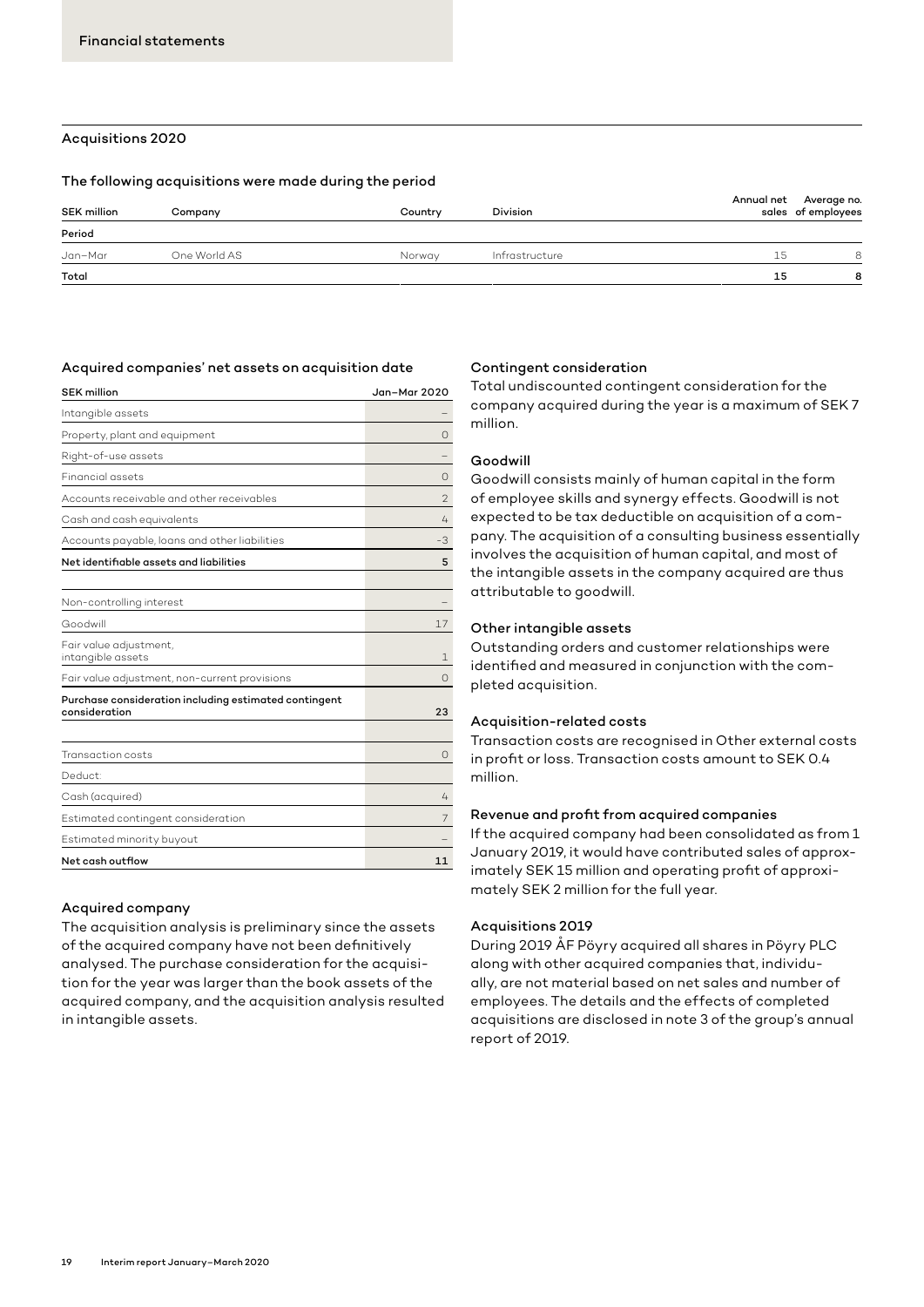## Acquisitions 2020

### The following acquisitions were made during the period

| SEK million | Company | Country | Division | Annual net sales | Average no. of employees |
|---|---|---|---|---|---|
| **Period** | | | | | |
| Jan–Mar | One World AS | Norway | Infrastructure | 15 | 8 |
| **Total** | | | | **15** | **8** |

### Acquired companies' net assets on acquisition date

| SEK million | Jan–Mar 2020 |
|---|---|
| Intangible assets | – |
| Property, plant and equipment | 0 |
| Right-of-use assets | – |
| Financial assets | 0 |
| Accounts receivable and other receivables | 2 |
| Cash and cash equivalents | 4 |
| Accounts payable, loans and other liabilities | -3 |
| **Net identifiable assets and liabilities** | **5** |
| | |
| Non-controlling interest | – |
| Goodwill | 17 |
| Fair value adjustment, intangible assets | 1 |
| Fair value adjustment, non-current provisions | 0 |
| **Purchase consideration including estimated contingent consideration** | **23** |
| | |
| Transaction costs | 0 |
| Deduct: | |
| Cash (acquired) | 4 |
| Estimated contingent consideration | 7 |
| Estimated minority buyout | – |
| **Net cash outflow** | **11** |

### Acquired company

The acquisition analysis is preliminary since the assets of the acquired company have not been definitively analysed. The purchase consideration for the acquisition for the year was larger than the book assets of the acquired company, and the acquisition analysis resulted in intangible assets.

### Contingent consideration

Total undiscounted contingent consideration for the company acquired during the year is a maximum of SEK 7 million.

### Goodwill

Goodwill consists mainly of human capital in the form of employee skills and synergy effects. Goodwill is not expected to be tax deductible on acquisition of a company. The acquisition of a consulting business essentially involves the acquisition of human capital, and most of the intangible assets in the company acquired are thus attributable to goodwill.

### Other intangible assets

Outstanding orders and customer relationships were identified and measured in conjunction with the completed acquisition.

### Acquisition-related costs

Transaction costs are recognised in Other external costs in profit or loss. Transaction costs amount to SEK 0.4 million.

### Revenue and profit from acquired companies

If the acquired company had been consolidated as from 1 January 2019, it would have contributed sales of approximately SEK 15 million and operating profit of approximately SEK 2 million for the full year.

### Acquisitions 2019

During 2019 ÅF Pöyry acquired all shares in Pöyry PLC along with other acquired companies that, individually, are not material based on net sales and number of employees. The details and the effects of completed acquisitions are disclosed in note 3 of the group's annual report of 2019.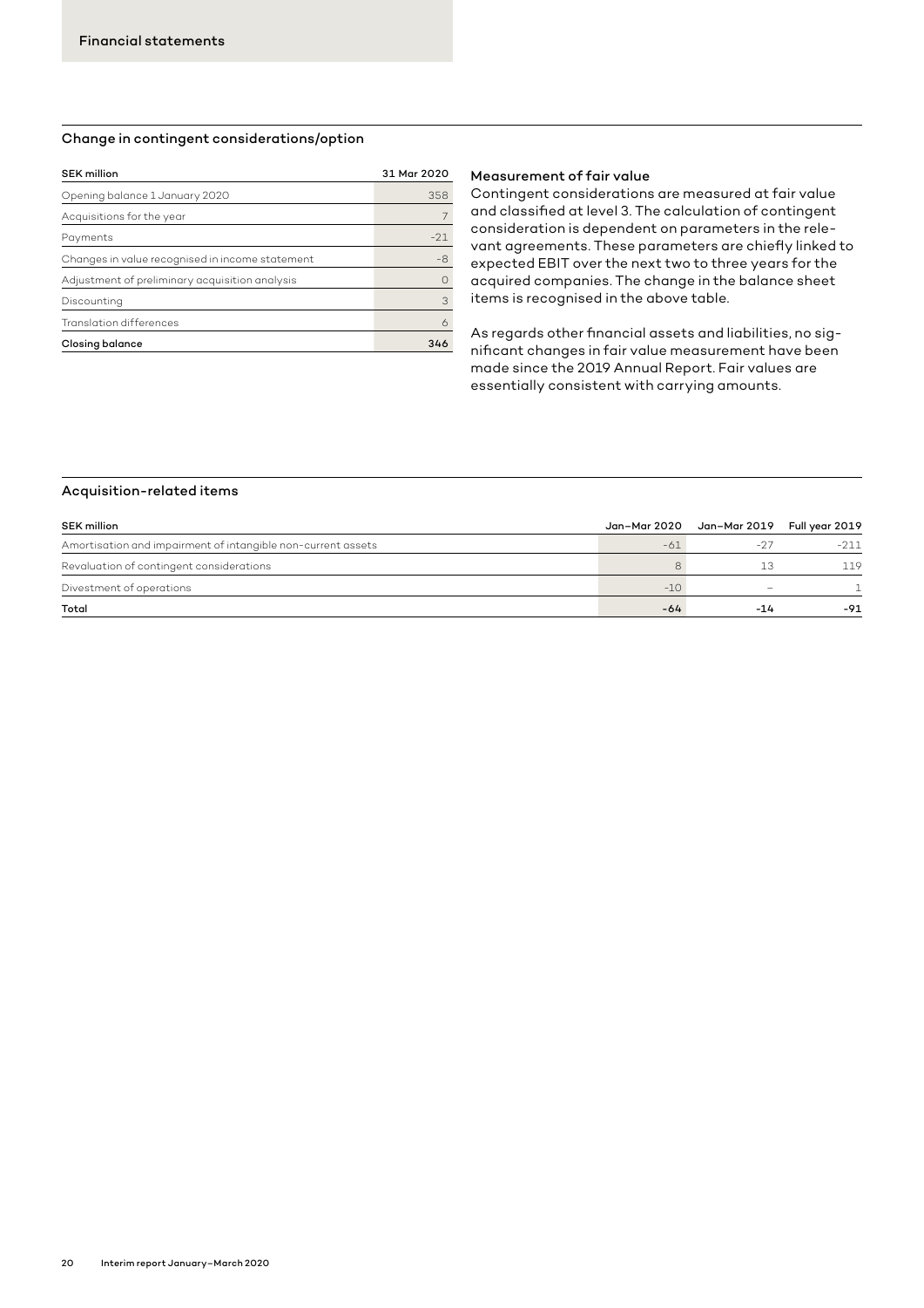## Change in contingent considerations/option

| SEK million | 31 Mar 2020 |
|---|---|
| Opening balance 1 January 2020 | 358 |
| Acquisitions for the year | 7 |
| Payments | -21 |
| Changes in value recognised in income statement | -8 |
| Adjustment of preliminary acquisition analysis | 0 |
| Discounting | 3 |
| Translation differences | 6 |
| **Closing balance** | **346** |

### Measurement of fair value

Contingent considerations are measured at fair value and classified at level 3. The calculation of contingent consideration is dependent on parameters in the relevant agreements. These parameters are chiefly linked to expected EBIT over the next two to three years for the acquired companies. The change in the balance sheet items is recognised in the above table.

As regards other financial assets and liabilities, no significant changes in fair value measurement have been made since the 2019 Annual Report. Fair values are essentially consistent with carrying amounts.

## Acquisition-related items

| SEK million | Jan–Mar 2020 | Jan–Mar 2019 | Full year 2019 |
|---|---|---|---|
| Amortisation and impairment of intangible non-current assets | -61 | -27 | -211 |
| Revaluation of contingent considerations | 8 | 13 | 119 |
| Divestment of operations | -10 | – | 1 |
| **Total** | **-64** | **-14** | **-91** |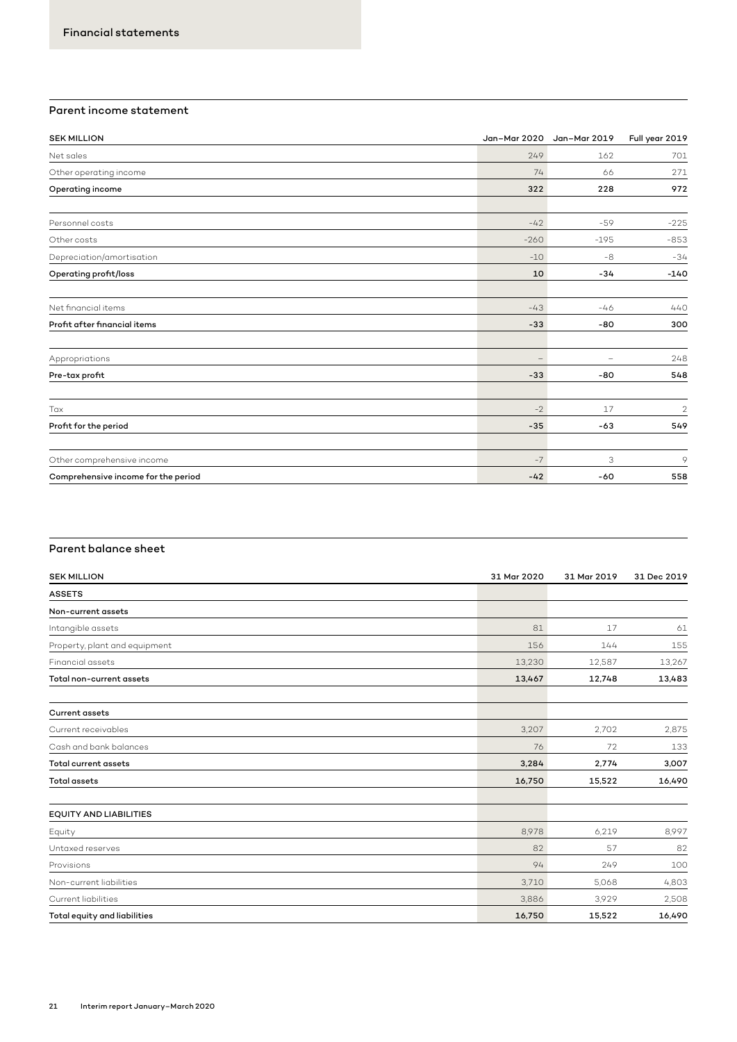## Parent income statement

| SEK MILLION | Jan–Mar 2020 | Jan–Mar 2019 | Full year 2019 |
|---|---|---|---|
| Net sales | 249 | 162 | 701 |
| Other operating income | 74 | 66 | 271 |
| **Operating income** | **322** | **228** | **972** |
| | | | |
| Personnel costs | -42 | -59 | -225 |
| Other costs | -260 | -195 | -853 |
| Depreciation/amortisation | -10 | -8 | -34 |
| **Operating profit/loss** | **10** | **-34** | **-140** |
| | | | |
| Net financial items | -43 | -46 | 440 |
| **Profit after financial items** | **-33** | **-80** | **300** |
| | | | |
| Appropriations | – | – | 248 |
| **Pre-tax profit** | **-33** | **-80** | **548** |
| | | | |
| Tax | -2 | 17 | 2 |
| **Profit for the period** | **-35** | **-63** | **549** |
| | | | |
| Other comprehensive income | -7 | 3 | 9 |
| **Comprehensive income for the period** | **-42** | **-60** | **558** |

## Parent balance sheet

| SEK MILLION | 31 Mar 2020 | 31 Mar 2019 | 31 Dec 2019 |
|---|---|---|---|
| **ASSETS** | | | |
| **Non-current assets** | | | |
| Intangible assets | 81 | 17 | 61 |
| Property, plant and equipment | 156 | 144 | 155 |
| Financial assets | 13,230 | 12,587 | 13,267 |
| **Total non-current assets** | **13,467** | **12,748** | **13,483** |
| | | | |
| **Current assets** | | | |
| Current receivables | 3,207 | 2,702 | 2,875 |
| Cash and bank balances | 76 | 72 | 133 |
| **Total current assets** | **3,284** | **2,774** | **3,007** |
| **Total assets** | **16,750** | **15,522** | **16,490** |
| | | | |
| **EQUITY AND LIABILITIES** | | | |
| Equity | 8,978 | 6,219 | 8,997 |
| Untaxed reserves | 82 | 57 | 82 |
| Provisions | 94 | 249 | 100 |
| Non-current liabilities | 3,710 | 5,068 | 4,803 |
| Current liabilities | 3,886 | 3,929 | 2,508 |
| **Total equity and liabilities** | **16,750** | **15,522** | **16,490** |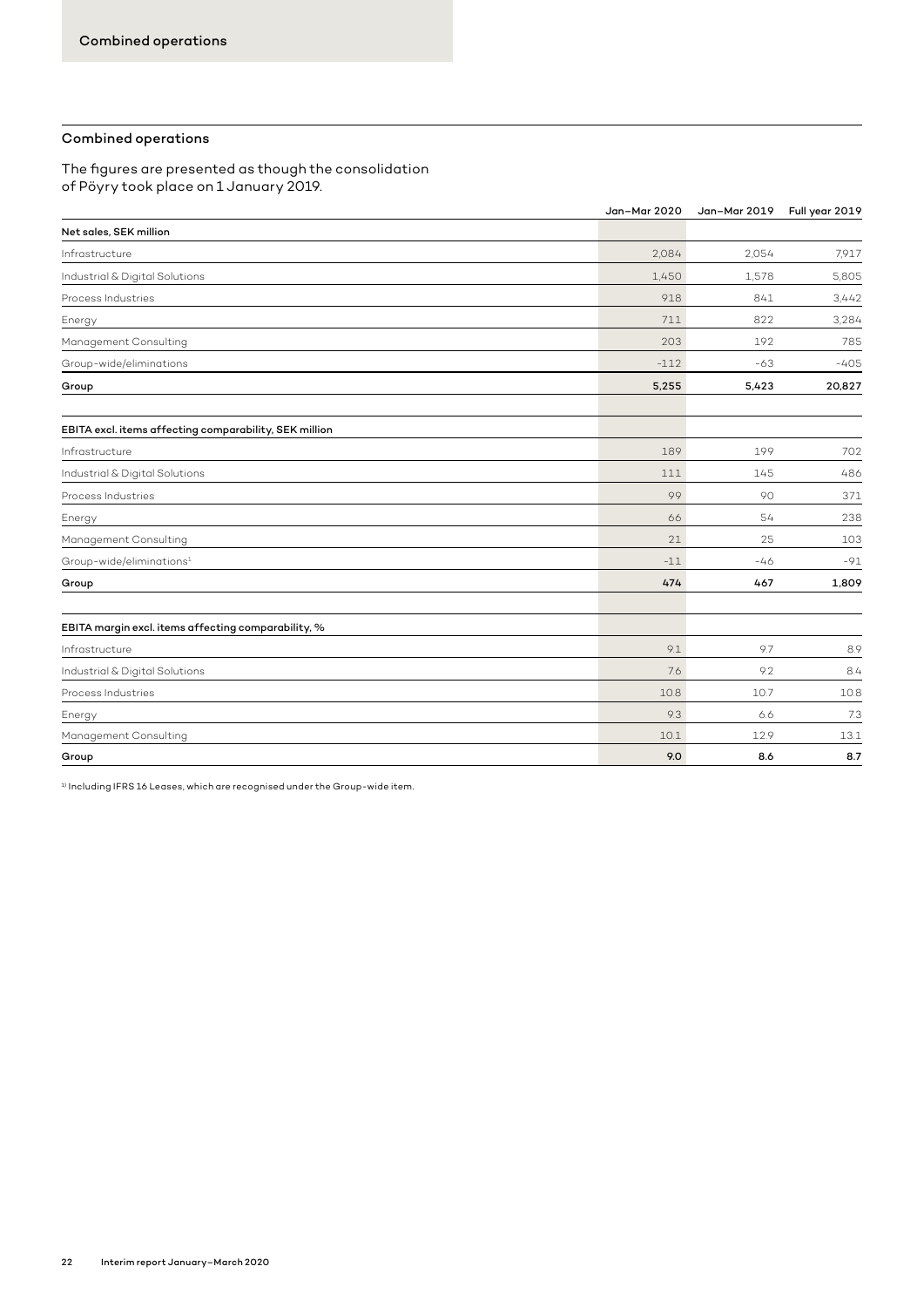## Combined operations

The figures are presented as though the consolidation of Pöyry took place on 1 January 2019.

| | Jan–Mar 2020 | Jan–Mar 2019 | Full year 2019 |
|---|---|---|---|
| **Net sales, SEK million** | | | |
| Infrastructure | 2,084 | 2,054 | 7,917 |
| Industrial & Digital Solutions | 1,450 | 1,578 | 5,805 |
| Process Industries | 918 | 841 | 3,442 |
| Energy | 711 | 822 | 3,284 |
| Management Consulting | 203 | 192 | 785 |
| Group-wide/eliminations | -112 | -63 | -405 |
| **Group** | **5,255** | **5,423** | **20,827** |
| | | | |
| **EBITA excl. items affecting comparability, SEK million** | | | |
| Infrastructure | 189 | 199 | 702 |
| Industrial & Digital Solutions | 111 | 145 | 486 |
| Process Industries | 99 | 90 | 371 |
| Energy | 66 | 54 | 238 |
| Management Consulting | 21 | 25 | 103 |
| Group-wide/eliminations[1] | -11 | -46 | -91 |
| **Group** | **474** | **467** | **1,809** |
| | | | |
| **EBITA margin excl. items affecting comparability, %** | | | |
| Infrastructure | 9.1 | 9.7 | 8.9 |
| Industrial & Digital Solutions | 7.6 | 9.2 | 8.4 |
| Process Industries | 10.8 | 10.7 | 10.8 |
| Energy | 9.3 | 6.6 | 7.3 |
| Management Consulting | 10.1 | 12.9 | 13.1 |
| **Group** | **9.0** | **8.6** | **8.7** |

1) Including IFRS 16 Leases, which are recognised under the Group-wide item.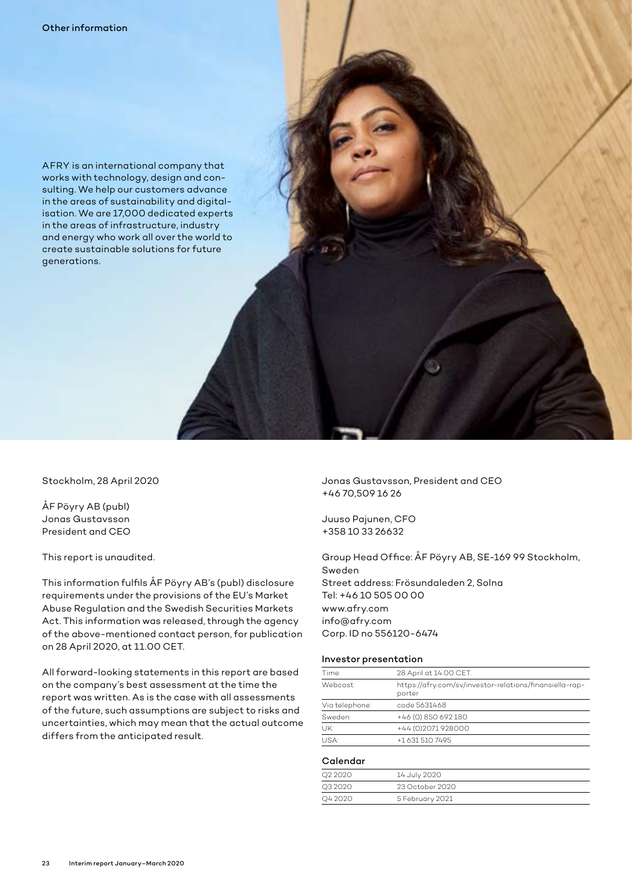## Other information

AFRY is an international company that works with technology, design and consulting. We help our customers advance in the areas of sustainability and digitalisation. We are 17,000 dedicated experts in the areas of infrastructure, industry and energy who work all over the world to create sustainable solutions for future generations.

Stockholm, 28 April 2020

ÅF Pöyry AB (publ)
Jonas Gustavsson
President and CEO

This report is unaudited.

This information fulfils ÅF Pöyry AB's (publ) disclosure requirements under the provisions of the EU's Market Abuse Regulation and the Swedish Securities Markets Act. This information was released, through the agency of the above-mentioned contact person, for publication on 28 April 2020, at 11.00 CET.

All forward-looking statements in this report are based on the company's best assessment at the time the report was written. As is the case with all assessments of the future, such assumptions are subject to risks and uncertainties, which may mean that the actual outcome differs from the anticipated result.

Jonas Gustavsson, President and CEO
+46 70,509 16 26

Juuso Pajunen, CFO
+358 10 33 26632

Group Head Office: ÅF Pöyry AB, SE-169 99 Stockholm, Sweden
Street address: Frösundaleden 2, Solna
Tel: +46 10 505 00 00
www.afry.com
info@afry.com
Corp. ID no 556120-6474

### Investor presentation

| | |
|---|---|
| Time: | 28 April at 14.00 CET. |
| Webcast: | https://afry.com/sv/investor-relations/finansiella-rapporter |
| Via telephone: | code 5631468 |
| Sweden: | +46 (0) 850 692 180 |
| UK: | +44 (0)2071 928000 |
| USA: | +1 631 510 7495 |

### Calendar

| | |
|---|---|
| Q2 2020 | 14 July 2020 |
| Q3 2020 | 23 October 2020 |
| Q4 2020 | 5 February 2021 |